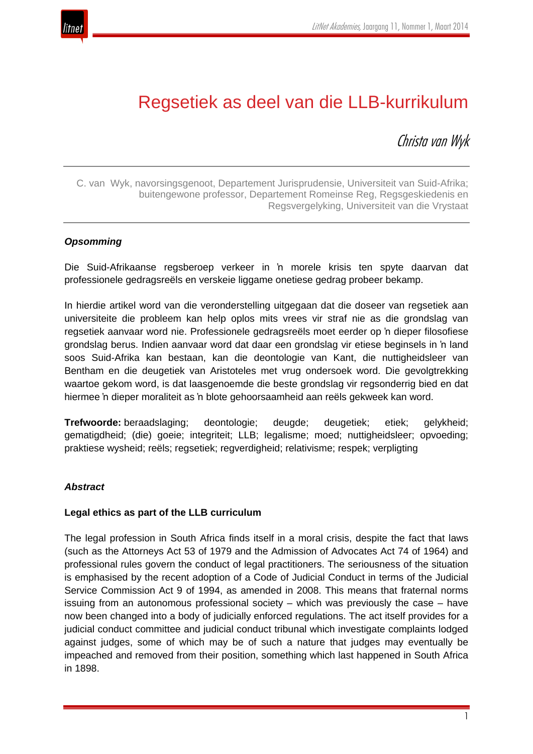# Regsetiek as deel van die LLB-kurrikulum

*Christa van Wyk*

C. van Wyk, navorsingsgenoot, Departement Jurisprudensie, Universiteit van Suid-Afrika; buitengewone professor, Departement Romeinse Reg, Regsgeskiedenis en Regsvergelyking, Universiteit van die Vrystaat

***Opsomming***

Die Suid-Afrikaanse regsberoep verkeer in ŉ morele krisis ten spyte daarvan dat professionele gedragsreëls en verskeie liggame onetiese gedrag probeer bekamp.

In hierdie artikel word van die veronderstelling uitgegaan dat die doseer van regsetiek aan universiteite die probleem kan help oplos mits vrees vir straf nie as die grondslag van regsetiek aanvaar word nie. Professionele gedragsreëls moet eerder op ŉ dieper filosofiese grondslag berus. Indien aanvaar word dat daar een grondslag vir etiese beginsels in ŉ land soos Suid-Afrika kan bestaan, kan die deontologie van Kant, die nuttigheidsleer van Bentham en die deugetiek van Aristoteles met vrug ondersoek word. Die gevolgtrekking waartoe gekom word, is dat laasgenoemde die beste grondslag vir regsonderrig bied en dat hiermee ŉ dieper moraliteit as ŉ blote gehoorsaamheid aan reëls gekweek kan word.

**Trefwoorde:** beraadslaging; deontologie; deugde; deugetiek; etiek; gelykheid; gematigdheid; (die) goeie; integriteit; LLB; legalisme; moed; nuttigheidsleer; opvoeding; praktiese wysheid; reëls; regsetiek; regverdigheid; relativisme; respek; verpligting

***Abstract***

**Legal ethics as part of the LLB curriculum**

The legal profession in South Africa finds itself in a moral crisis, despite the fact that laws (such as the Attorneys Act 53 of 1979 and the Admission of Advocates Act 74 of 1964) and professional rules govern the conduct of legal practitioners. The seriousness of the situation is emphasised by the recent adoption of a Code of Judicial Conduct in terms of the Judicial Service Commission Act 9 of 1994, as amended in 2008. This means that fraternal norms issuing from an autonomous professional society – which was previously the case – have now been changed into a body of judicially enforced regulations. The act itself provides for a judicial conduct committee and judicial conduct tribunal which investigate complaints lodged against judges, some of which may be of such a nature that judges may eventually be impeached and removed from their position, something which last happened in South Africa in 1898.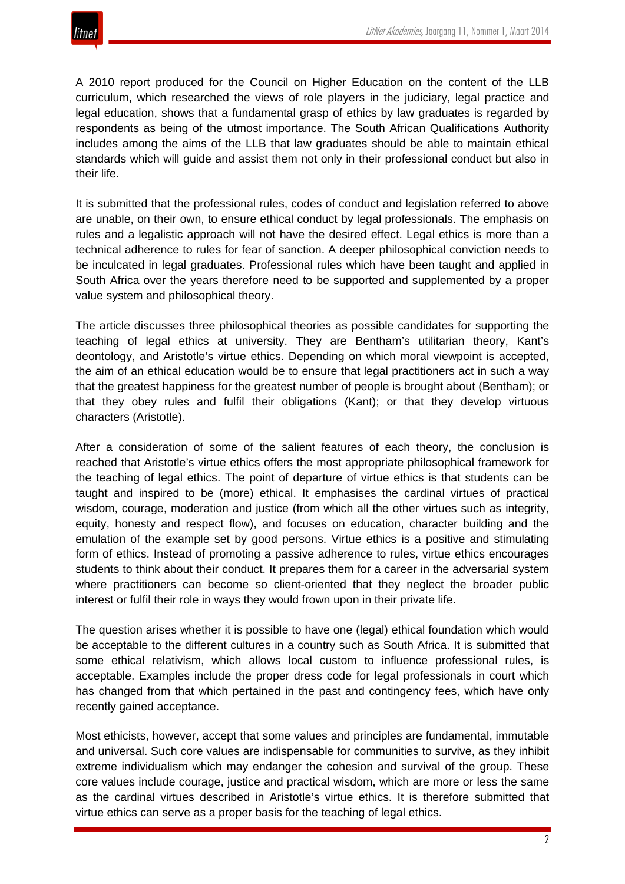A 2010 report produced for the Council on Higher Education on the content of the LLB curriculum, which researched the views of role players in the judiciary, legal practice and legal education, shows that a fundamental grasp of ethics by law graduates is regarded by respondents as being of the utmost importance. The South African Qualifications Authority includes among the aims of the LLB that law graduates should be able to maintain ethical standards which will guide and assist them not only in their professional conduct but also in their life.

It is submitted that the professional rules, codes of conduct and legislation referred to above are unable, on their own, to ensure ethical conduct by legal professionals. The emphasis on rules and a legalistic approach will not have the desired effect. Legal ethics is more than a technical adherence to rules for fear of sanction. A deeper philosophical conviction needs to be inculcated in legal graduates. Professional rules which have been taught and applied in South Africa over the years therefore need to be supported and supplemented by a proper value system and philosophical theory.

The article discusses three philosophical theories as possible candidates for supporting the teaching of legal ethics at university. They are Bentham's utilitarian theory, Kant's deontology, and Aristotle's virtue ethics. Depending on which moral viewpoint is accepted, the aim of an ethical education would be to ensure that legal practitioners act in such a way that the greatest happiness for the greatest number of people is brought about (Bentham); or that they obey rules and fulfil their obligations (Kant); or that they develop virtuous characters (Aristotle).

After a consideration of some of the salient features of each theory, the conclusion is reached that Aristotle's virtue ethics offers the most appropriate philosophical framework for the teaching of legal ethics. The point of departure of virtue ethics is that students can be taught and inspired to be (more) ethical. It emphasises the cardinal virtues of practical wisdom, courage, moderation and justice (from which all the other virtues such as integrity, equity, honesty and respect flow), and focuses on education, character building and the emulation of the example set by good persons. Virtue ethics is a positive and stimulating form of ethics. Instead of promoting a passive adherence to rules, virtue ethics encourages students to think about their conduct. It prepares them for a career in the adversarial system where practitioners can become so client-oriented that they neglect the broader public interest or fulfil their role in ways they would frown upon in their private life.

The question arises whether it is possible to have one (legal) ethical foundation which would be acceptable to the different cultures in a country such as South Africa. It is submitted that some ethical relativism, which allows local custom to influence professional rules, is acceptable. Examples include the proper dress code for legal professionals in court which has changed from that which pertained in the past and contingency fees, which have only recently gained acceptance.

Most ethicists, however, accept that some values and principles are fundamental, immutable and universal. Such core values are indispensable for communities to survive, as they inhibit extreme individualism which may endanger the cohesion and survival of the group. These core values include courage, justice and practical wisdom, which are more or less the same as the cardinal virtues described in Aristotle's virtue ethics. It is therefore submitted that virtue ethics can serve as a proper basis for the teaching of legal ethics.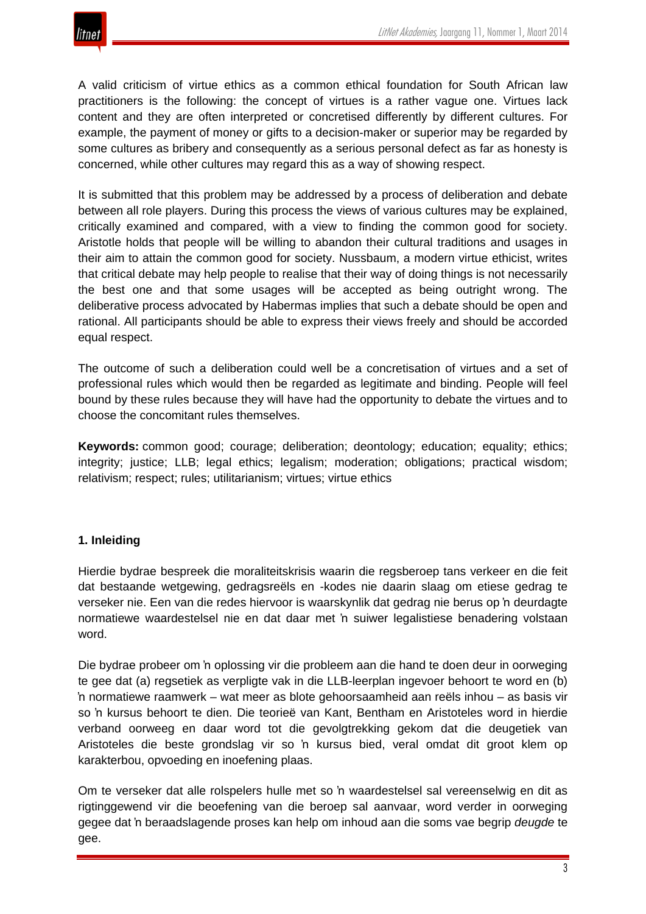A valid criticism of virtue ethics as a common ethical foundation for South African law practitioners is the following: the concept of virtues is a rather vague one. Virtues lack content and they are often interpreted or concretised differently by different cultures. For example, the payment of money or gifts to a decision-maker or superior may be regarded by some cultures as bribery and consequently as a serious personal defect as far as honesty is concerned, while other cultures may regard this as a way of showing respect.

It is submitted that this problem may be addressed by a process of deliberation and debate between all role players. During this process the views of various cultures may be explained, critically examined and compared, with a view to finding the common good for society. Aristotle holds that people will be willing to abandon their cultural traditions and usages in their aim to attain the common good for society. Nussbaum, a modern virtue ethicist, writes that critical debate may help people to realise that their way of doing things is not necessarily the best one and that some usages will be accepted as being outright wrong. The deliberative process advocated by Habermas implies that such a debate should be open and rational. All participants should be able to express their views freely and should be accorded equal respect.

The outcome of such a deliberation could well be a concretisation of virtues and a set of professional rules which would then be regarded as legitimate and binding. People will feel bound by these rules because they will have had the opportunity to debate the virtues and to choose the concomitant rules themselves.

**Keywords:** common good; courage; deliberation; deontology; education; equality; ethics; integrity; justice; LLB; legal ethics; legalism; moderation; obligations; practical wisdom; relativism; respect; rules; utilitarianism; virtues; virtue ethics

## 1. Inleiding

Hierdie bydrae bespreek die moraliteitskrisis waarin die regsberoep tans verkeer en die feit dat bestaande wetgewing, gedragsreëls en -kodes nie daarin slaag om etiese gedrag te verseker nie. Een van die redes hiervoor is waarskynlik dat gedrag nie berus op ŉ deurdagte normatiewe waardestelsel nie en dat daar met ŉ suiwer legalistiese benadering volstaan word.

Die bydrae probeer om ŉ oplossing vir die probleem aan die hand te doen deur in oorweging te gee dat (a) regsetiek as verpligte vak in die LLB-leerplan ingevoer behoort te word en (b) ŉ normatiewe raamwerk – wat meer as blote gehoorsaamheid aan reëls inhou – as basis vir so ŉ kursus behoort te dien. Die teorieë van Kant, Bentham en Aristoteles word in hierdie verband oorweeg en daar word tot die gevolgtrekking gekom dat die deugetiek van Aristoteles die beste grondslag vir so ŉ kursus bied, veral omdat dit groot klem op karakterbou, opvoeding en inoefening plaas.

Om te verseker dat alle rolspelers hulle met so ŉ waardestelsel sal vereenselwig en dit as rigtinggewend vir die beoefening van die beroep sal aanvaar, word verder in oorweging gegee dat ŉ beraadslagende proses kan help om inhoud aan die soms vae begrip *deugde* te gee.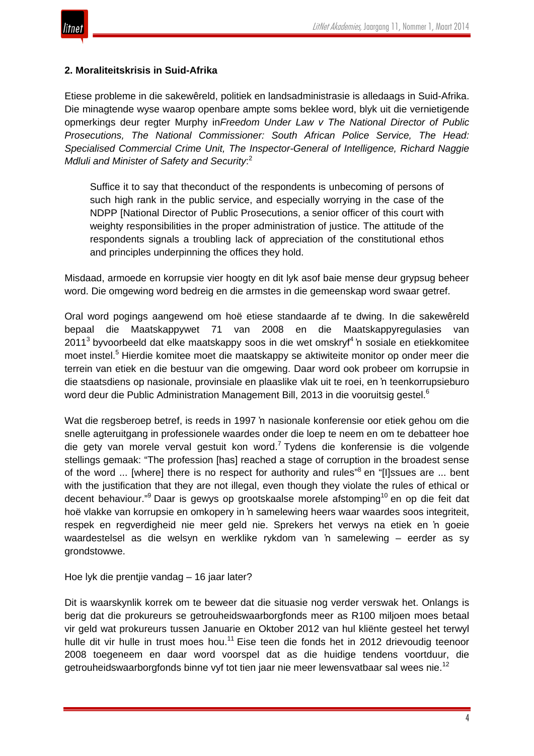## 2. Moraliteitskrisis in Suid-Afrika

Etiese probleme in die sakewêreld, politiek en landsadministrasie is alledaags in Suid-Afrika. Die minagtende wyse waarop openbare ampte soms beklee word, blyk uit die vernietigende opmerkings deur regter Murphy in*Freedom Under Law v The National Director of Public Prosecutions, The National Commissioner: South African Police Service, The Head: Specialised Commercial Crime Unit, The Inspector-General of Intelligence, Richard Naggie Mdluli and Minister of Safety and Security*:[2]

> Suffice it to say that theconduct of the respondents is unbecoming of persons of such high rank in the public service, and especially worrying in the case of the NDPP [National Director of Public Prosecutions, a senior officer of this court with weighty responsibilities in the proper administration of justice. The attitude of the respondents signals a troubling lack of appreciation of the constitutional ethos and principles underpinning the offices they hold.

Misdaad, armoede en korrupsie vier hoogty en dit lyk asof baie mense deur grypsug beheer word. Die omgewing word bedreig en die armstes in die gemeenskap word swaar getref.

Oral word pogings aangewend om hoë etiese standaarde af te dwing. In die sakewêreld bepaal die Maatskappywet 71 van 2008 en die Maatskappyregulasies van 2011[3] byvoorbeeld dat elke maatskappy soos in die wet omskryf[4] ŉ sosiale en etiekkomitee moet instel.[5] Hierdie komitee moet die maatskappy se aktiwiteite monitor op onder meer die terrein van etiek en die bestuur van die omgewing. Daar word ook probeer om korrupsie in die staatsdiens op nasionale, provinsiale en plaaslike vlak uit te roei, en ŉ teenkorrupsieburo word deur die Public Administration Management Bill, 2013 in die vooruitsig gestel.[6]

Wat die regsberoep betref, is reeds in 1997 ŉ nasionale konferensie oor etiek gehou om die snelle agteruitgang in professionele waardes onder die loep te neem en om te debatteer hoe die gety van morele verval gestuit kon word.[7] Tydens die konferensie is die volgende stellings gemaak: "The profession [has] reached a stage of corruption in the broadest sense of the word ... [where] there is no respect for authority and rules"[8] en "[I]ssues are ... bent with the justification that they are not illegal, even though they violate the rules of ethical or decent behaviour."[9] Daar is gewys op grootskaalse morele afstomping[10] en op die feit dat hoë vlakke van korrupsie en omkopery in ŉ samelewing heers waar waardes soos integriteit, respek en regverdigheid nie meer geld nie. Sprekers het verwys na etiek en ŉ goeie waardestelsel as die welsyn en werklike rykdom van ŉ samelewing – eerder as sy grondstowwe.

Hoe lyk die prentjie vandag – 16 jaar later?

Dit is waarskynlik korrek om te beweer dat die situasie nog verder verswak het. Onlangs is berig dat die prokureurs se getrouheidswaarborgfonds meer as R100 miljoen moes betaal vir geld wat prokureurs tussen Januarie en Oktober 2012 van hul kliënte gesteel het terwyl hulle dit vir hulle in trust moes hou.[11] Eise teen die fonds het in 2012 drievoudig teenoor 2008 toegeneem en daar word voorspel dat as die huidige tendens voortduur, die getrouheidswaarborgfonds binne vyf tot tien jaar nie meer lewensvatbaar sal wees nie.[12]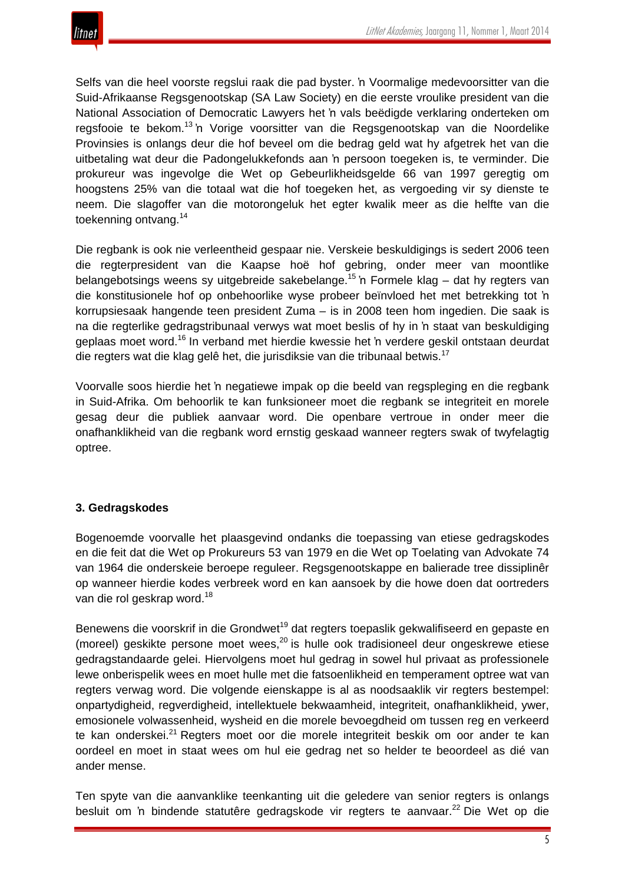Selfs van die heel voorste regslui raak die pad byster. ŉ Voormalige medevoorsitter van die Suid-Afrikaanse Regsgenootskap (SA Law Society) en die eerste vroulike president van die National Association of Democratic Lawyers het ŉ vals beëdigde verklaring onderteken om regsfooie te bekom.[13] ŉ Vorige voorsitter van die Regsgenootskap van die Noordelike Provinsies is onlangs deur die hof beveel om die bedrag geld wat hy afgetrek het van die uitbetaling wat deur die Padongelukkefonds aan ŉ persoon toegeken is, te verminder. Die prokureur was ingevolge die Wet op Gebeurlikheidsgelde 66 van 1997 geregtig om hoogstens 25% van die totaal wat die hof toegeken het, as vergoeding vir sy dienste te neem. Die slagoffer van die motorongeluk het egter kwalik meer as die helfte van die toekenning ontvang.[14]

Die regbank is ook nie verleentheid gespaar nie. Verskeie beskuldigings is sedert 2006 teen die regterpresident van die Kaapse hoë hof gebring, onder meer van moontlike belangebotsings weens sy uitgebreide sakebelange.[15] ŉ Formele klag – dat hy regters van die konstitusionele hof op onbehoorlike wyse probeer beïnvloed het met betrekking tot ŉ korrupsiesaak hangende teen president Zuma – is in 2008 teen hom ingedien. Die saak is na die regterlike gedragstribunaal verwys wat moet beslis of hy in ŉ staat van beskuldiging geplaas moet word.[16] In verband met hierdie kwessie het ŉ verdere geskil ontstaan deurdat die regters wat die klag gelê het, die jurisdiksie van die tribunaal betwis.[17]

Voorvalle soos hierdie het ŉ negatiewe impak op die beeld van regspleging en die regbank in Suid-Afrika. Om behoorlik te kan funksioneer moet die regbank se integriteit en morele gesag deur die publiek aanvaar word. Die openbare vertroue in onder meer die onafhanklikheid van die regbank word ernstig geskaad wanneer regters swak of twyfelagtig optree.

### 3. Gedragskodes

Bogenoemde voorvalle het plaasgevind ondanks die toepassing van etiese gedragskodes en die feit dat die Wet op Prokureurs 53 van 1979 en die Wet op Toelating van Advokate 74 van 1964 die onderskeie beroepe reguleer. Regsgenootskappe en balierade tree dissiplinêr op wanneer hierdie kodes verbreek word en kan aansoek by die howe doen dat oortreders van die rol geskrap word.[18]

Benewens die voorskrif in die Grondwet[19] dat regters toepaslik gekwalifiseerd en gepaste en (moreel) geskikte persone moet wees,[20] is hulle ook tradisioneel deur ongeskrewe etiese gedragstandaarde gelei. Hiervolgens moet hul gedrag in sowel hul privaat as professionele lewe onberispelik wees en moet hulle met die fatsoenlikheid en temperament optree wat van regters verwag word. Die volgende eienskappe is al as noodsaaklik vir regters bestempel: onpartydigheid, regverdigheid, intellektuele bekwaamheid, integriteit, onafhanklikheid, ywer, emosionele volwassenheid, wysheid en die morele bevoegdheid om tussen reg en verkeerd te kan onderskei.[21] Regters moet oor die morele integriteit beskik om oor ander te kan oordeel en moet in staat wees om hul eie gedrag net so helder te beoordeel as dié van ander mense.

Ten spyte van die aanvanklike teenkanting uit die geledere van senior regters is onlangs besluit om ŉ bindende statutêre gedragskode vir regters te aanvaar.[22] Die Wet op die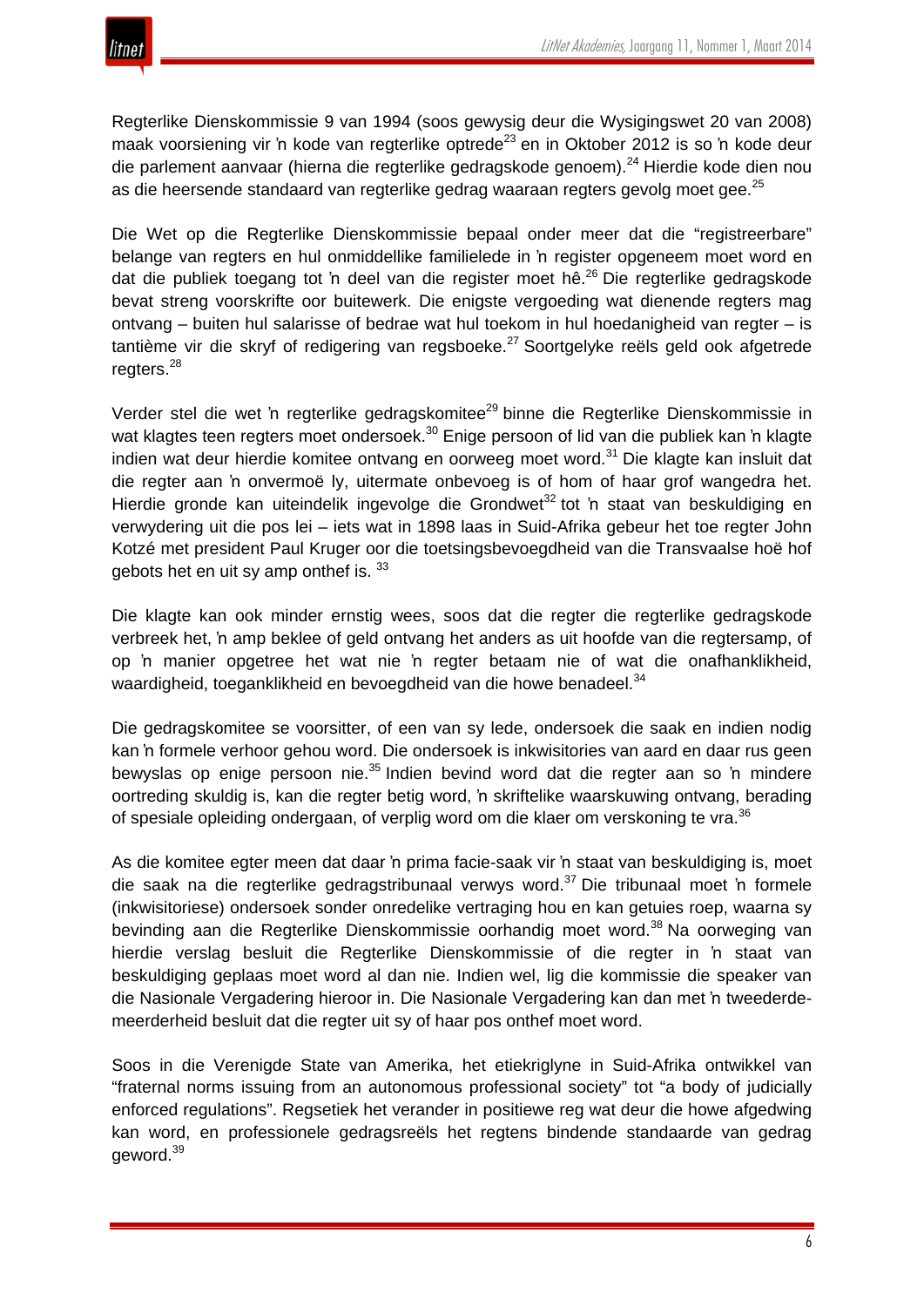Regterlike Dienskommissie 9 van 1994 (soos gewysig deur die Wysigingswet 20 van 2008) maak voorsiening vir 'n kode van regterlike optrede[23] en in Oktober 2012 is so 'n kode deur die parlement aanvaar (hierna die regterlike gedragskode genoem).[24] Hierdie kode dien nou as die heersende standaard van regterlike gedrag waaraan regters gevolg moet gee.[25]

Die Wet op die Regterlike Dienskommissie bepaal onder meer dat die "registreerbare" belange van regters en hul onmiddellike familielede in 'n register opgeneem moet word en dat die publiek toegang tot 'n deel van die register moet hê.[26] Die regterlike gedragskode bevat streng voorskrifte oor buitewerk. Die enigste vergoeding wat dienende regters mag ontvang – buiten hul salarisse of bedrae wat hul toekom in hul hoedanigheid van regter – is tantième vir die skryf of redigering van regsboeke.[27] Soortgelyke reëls geld ook afgetrede regters.[28]

Verder stel die wet 'n regterlike gedragskomitee[29] binne die Regterlike Dienskommissie in wat klagtes teen regters moet ondersoek.[30] Enige persoon of lid van die publiek kan 'n klagte indien wat deur hierdie komitee ontvang en oorweeg moet word.[31] Die klagte kan insluit dat die regter aan 'n onvermoë ly, uitermate onbevoeg is of hom of haar grof wangedra het. Hierdie gronde kan uiteindelik ingevolge die Grondwet[32] tot 'n staat van beskuldiging en verwydering uit die pos lei – iets wat in 1898 laas in Suid-Afrika gebeur het toe regter John Kotzé met president Paul Kruger oor die toetsingsbevoegdheid van die Transvaalse hoë hof gebots het en uit sy amp onthef is. [33]

Die klagte kan ook minder ernstig wees, soos dat die regter die regterlike gedragskode verbreek het, 'n amp beklee of geld ontvang het anders as uit hoofde van die regtersamp, of op 'n manier opgetree het wat nie 'n regter betaam nie of wat die onafhanklikheid, waardigheid, toeganklikheid en bevoegdheid van die howe benadeel.[34]

Die gedragskomitee se voorsitter, of een van sy lede, ondersoek die saak en indien nodig kan 'n formele verhoor gehou word. Die ondersoek is inkwisitories van aard en daar rus geen bewyslas op enige persoon nie.[35] Indien bevind word dat die regter aan so 'n mindere oortreding skuldig is, kan die regter betig word, 'n skriftelike waarskuwing ontvang, berading of spesiale opleiding ondergaan, of verplig word om die klaer om verskoning te vra.[36]

As die komitee egter meen dat daar 'n prima facie-saak vir 'n staat van beskuldiging is, moet die saak na die regterlike gedragstribunaal verwys word.[37] Die tribunaal moet 'n formele (inkwisitoriese) ondersoek sonder onredelike vertraging hou en kan getuies roep, waarna sy bevinding aan die Regterlike Dienskommissie oorhandig moet word.[38] Na oorweging van hierdie verslag besluit die Regterlike Dienskommissie of die regter in 'n staat van beskuldiging geplaas moet word al dan nie. Indien wel, lig die kommissie die speaker van die Nasionale Vergadering hieroor in. Die Nasionale Vergadering kan dan met 'n tweederde-meerderheid besluit dat die regter uit sy of haar pos onthef moet word.

Soos in die Verenigde State van Amerika, het etiekriglyne in Suid-Afrika ontwikkel van "fraternal norms issuing from an autonomous professional society" tot "a body of judicially enforced regulations". Regsetiek het verander in positiewe reg wat deur die howe afgedwing kan word, en professionele gedragsreëls het regtens bindende standaarde van gedrag geword.[39]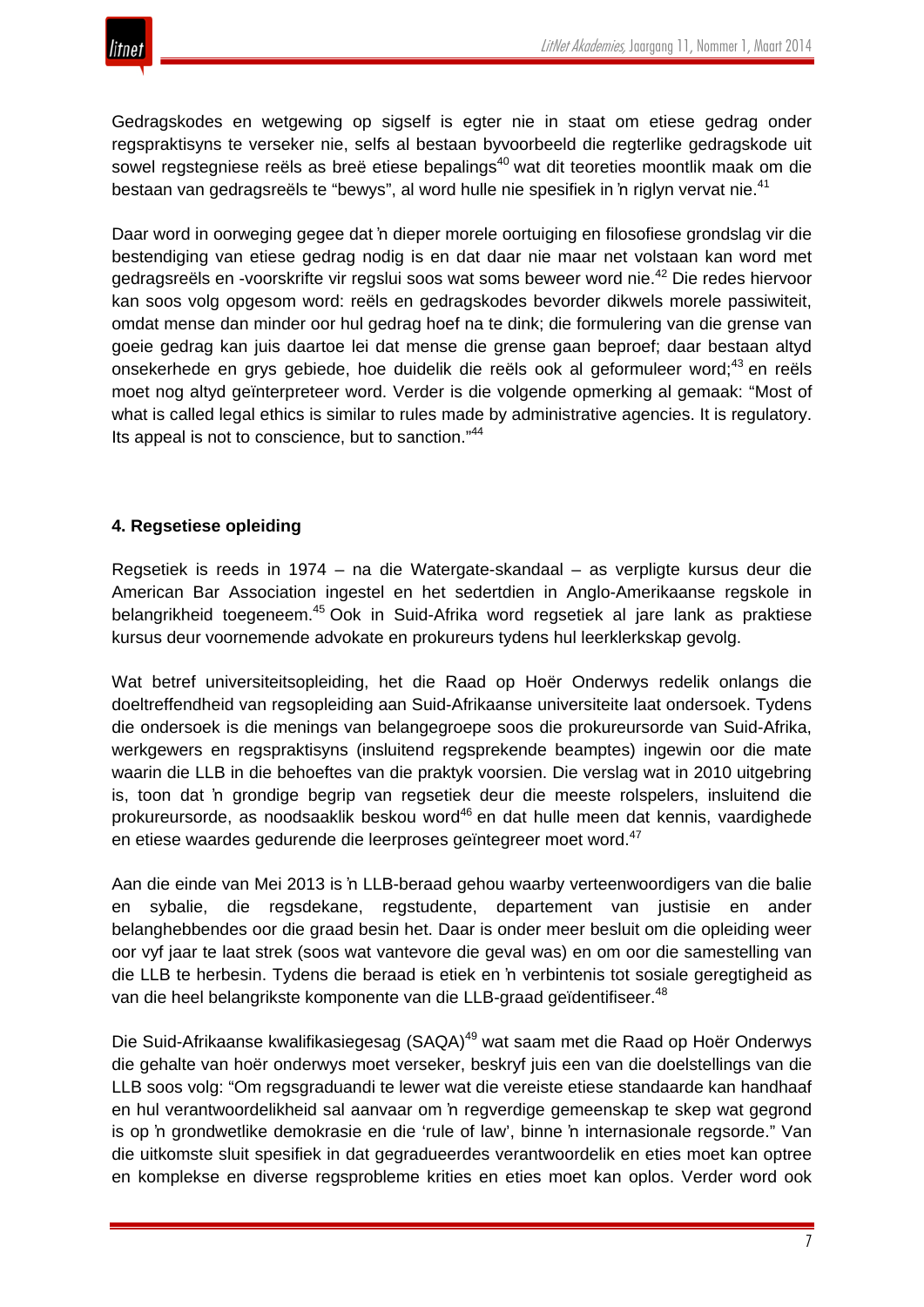Gedragskodes en wetgewing op sigself is egter nie in staat om etiese gedrag onder regspraktisyns te verseker nie, selfs al bestaan byvoorbeeld die regterlike gedragskode uit sowel regstegniese reëls as breë etiese bepalings[40] wat dit teoreties moontlik maak om die bestaan van gedragsreëls te "bewys", al word hulle nie spesifiek in ŉ riglyn vervat nie.[41]

Daar word in oorweging gegee dat ŉ dieper morele oortuiging en filosofiese grondslag vir die bestendiging van etiese gedrag nodig is en dat daar nie maar net volstaan kan word met gedragsreëls en -voorskrifte vir regslui soos wat soms beweer word nie.[42] Die redes hiervoor kan soos volg opgesom word: reëls en gedragskodes bevorder dikwels morele passiwiteit, omdat mense dan minder oor hul gedrag hoef na te dink; die formulering van die grense van goeie gedrag kan juis daartoe lei dat mense die grense gaan beproef; daar bestaan altyd onsekerhede en grys gebiede, hoe duidelik die reëls ook al geformuleer word;[43] en reëls moet nog altyd geïnterpreteer word. Verder is die volgende opmerking al gemaak: "Most of what is called legal ethics is similar to rules made by administrative agencies. It is regulatory. Its appeal is not to conscience, but to sanction."[44]

### 4. Regsetiese opleiding

Regsetiek is reeds in 1974 – na die Watergate-skandaal – as verpligte kursus deur die American Bar Association ingestel en het sedertdien in Anglo-Amerikaanse regskole in belangrikheid toegeneem.[45] Ook in Suid-Afrika word regsetiek al jare lank as praktiese kursus deur voornemende advokate en prokureurs tydens hul leerklerkskap gevolg.

Wat betref universiteitsopleiding, het die Raad op Hoër Onderwys redelik onlangs die doeltreffendheid van regsopleiding aan Suid-Afrikaanse universiteite laat ondersoek. Tydens die ondersoek is die menings van belangegroepe soos die prokureursorde van Suid-Afrika, werkgewers en regspraktisyns (insluitend regsprekende beamptes) ingewin oor die mate waarin die LLB in die behoeftes van die praktyk voorsien. Die verslag wat in 2010 uitgebring is, toon dat ŉ grondige begrip van regsetiek deur die meeste rolspelers, insluitend die prokureursorde, as noodsaaklik beskou word[46] en dat hulle meen dat kennis, vaardighede en etiese waardes gedurende die leerproses geïntegreer moet word.[47]

Aan die einde van Mei 2013 is ŉ LLB-beraad gehou waarby verteenwoordigers van die balie en sybalie, die regsdekane, regstudente, departement van justisie en ander belanghebbendes oor die graad besin het. Daar is onder meer besluit om die opleiding weer oor vyf jaar te laat strek (soos wat vantevore die geval was) en om oor die samestelling van die LLB te herbesin. Tydens die beraad is etiek en ŉ verbintenis tot sosiale geregtigheid as van die heel belangrikste komponente van die LLB-graad geïdentifiseer.[48]

Die Suid-Afrikaanse kwalifikasiegesag (SAQA)[49] wat saam met die Raad op Hoër Onderwys die gehalte van hoër onderwys moet verseker, beskryf juis een van die doelstellings van die LLB soos volg: "Om regsgraduandi te lewer wat die vereiste etiese standaarde kan handhaaf en hul verantwoordelikheid sal aanvaar om ŉ regverdige gemeenskap te skep wat gegrond is op ŉ grondwetlike demokrasie en die 'rule of law', binne ŉ internasionale regsorde." Van die uitkomste sluit spesifiek in dat gegradueerdes verantwoordelik en eties moet kan optree en komplekse en diverse regsprobleme krities en eties moet kan oplos. Verder word ook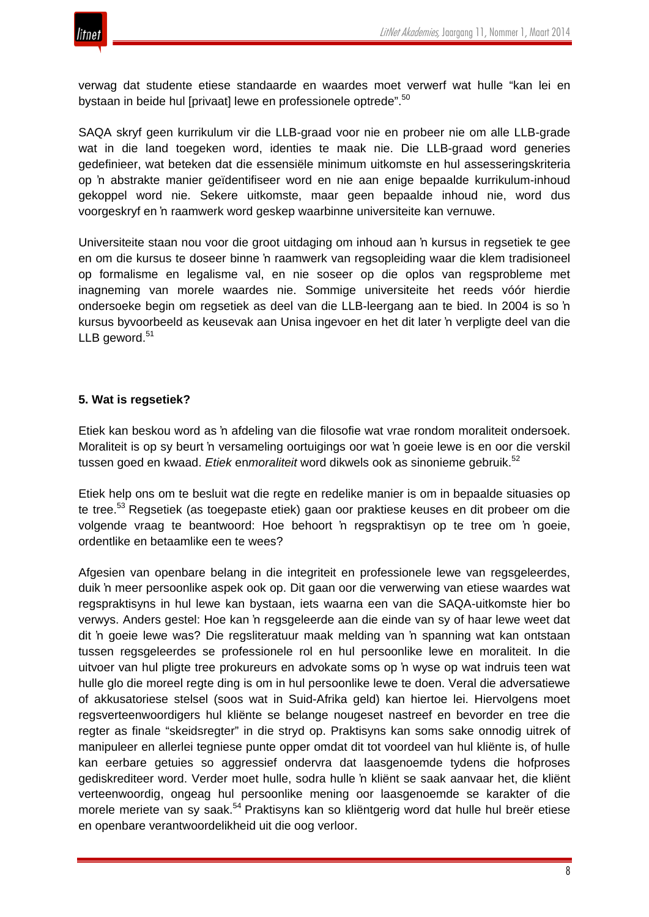verwag dat studente etiese standaarde en waardes moet verwerf wat hulle "kan lei en bystaan in beide hul [privaat] lewe en professionele optrede".[50]

SAQA skryf geen kurrikulum vir die LLB-graad voor nie en probeer nie om alle LLB-grade wat in die land toegeken word, identies te maak nie. Die LLB-graad word generies gedefinieer, wat beteken dat die essensiële minimum uitkomste en hul assesseringskriteria op 'n abstrakte manier geïdentifiseer word en nie aan enige bepaalde kurrikulum-inhoud gekoppel word nie. Sekere uitkomste, maar geen bepaalde inhoud nie, word dus voorgeskryf en 'n raamwerk word geskep waarbinne universiteite kan vernuwe.

Universiteite staan nou voor die groot uitdaging om inhoud aan 'n kursus in regsetiek te gee en om die kursus te doseer binne 'n raamwerk van regsopleiding waar die klem tradisioneel op formalisme en legalisme val, en nie soseer op die oplos van regsprobleme met inagneming van morele waardes nie. Sommige universiteite het reeds vóór hierdie ondersoeke begin om regsetiek as deel van die LLB-leergang aan te bied. In 2004 is so 'n kursus byvoorbeeld as keusevak aan Unisa ingevoer en het dit later 'n verpligte deel van die LLB geword.[51]

## 5. Wat is regsetiek?

Etiek kan beskou word as 'n afdeling van die filosofie wat vrae rondom moraliteit ondersoek. Moraliteit is op sy beurt 'n versameling oortuigings oor wat 'n goeie lewe is en oor die verskil tussen goed en kwaad. *Etiek* en*moraliteit* word dikwels ook as sinonieme gebruik.[52]

Etiek help ons om te besluit wat die regte en redelike manier is om in bepaalde situasies op te tree.[53] Regsetiek (as toegepaste etiek) gaan oor praktiese keuses en dit probeer om die volgende vraag te beantwoord: Hoe behoort 'n regspraktisyn op te tree om 'n goeie, ordentlike en betaamlike een te wees?

Afgesien van openbare belang in die integriteit en professionele lewe van regsgeleerdes, duik 'n meer persoonlike aspek ook op. Dit gaan oor die verwerwing van etiese waardes wat regspraktisyns in hul lewe kan bystaan, iets waarna een van die SAQA-uitkomste hier bo verwys. Anders gestel: Hoe kan 'n regsgeleerde aan die einde van sy of haar lewe weet dat dit 'n goeie lewe was? Die regsliteratuur maak melding van 'n spanning wat kan ontstaan tussen regsgeleerdes se professionele rol en hul persoonlike lewe en moraliteit. In die uitvoer van hul pligte tree prokureurs en advokate soms op 'n wyse op wat indruis teen wat hulle glo die moreel regte ding is om in hul persoonlike lewe te doen. Veral die adversatiewe of akkusatoriese stelsel (soos wat in Suid-Afrika geld) kan hiertoe lei. Hiervolgens moet regsverteenwoordigers hul kliënte se belange nougeset nastreef en bevorder en tree die regter as finale "skeidsregter" in die stryd op. Praktisyns kan soms sake onnodig uitrek of manipuleer en allerlei tegniese punte opper omdat dit tot voordeel van hul kliënte is, of hulle kan eerbare getuies so aggressief ondervra dat laasgenoemde tydens die hofproses gediskrediteer word. Verder moet hulle, sodra hulle 'n kliënt se saak aanvaar het, die kliënt verteenwoordig, ongeag hul persoonlike mening oor laasgenoemde se karakter of die morele meriete van sy saak.[54] Praktisyns kan so kliëntgerig word dat hulle hul breër etiese en openbare verantwoordelikheid uit die oog verloor.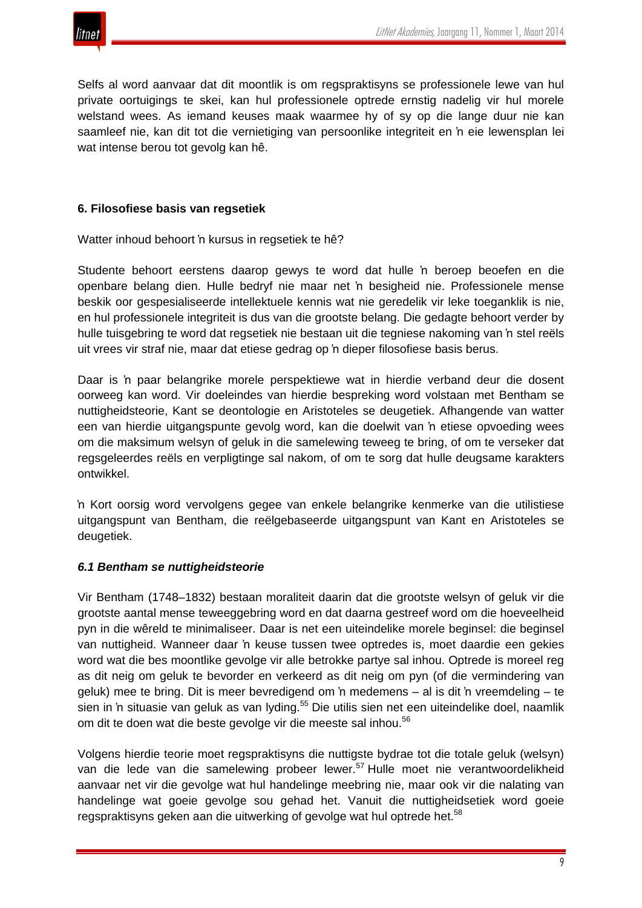Selfs al word aanvaar dat dit moontlik is om regspraktisyns se professionele lewe van hul private oortuigings te skei, kan hul professionele optrede ernstig nadelig vir hul morele welstand wees. As iemand keuses maak waarmee hy of sy op die lange duur nie kan saamleef nie, kan dit tot die vernietiging van persoonlike integriteit en ŉ eie lewensplan lei wat intense berou tot gevolg kan hê.

## 6. Filosofiese basis van regsetiek

Watter inhoud behoort ŉ kursus in regsetiek te hê?

Studente behoort eerstens daarop gewys te word dat hulle ŉ beroep beoefen en die openbare belang dien. Hulle bedryf nie maar net ŉ besigheid nie. Professionele mense beskik oor gespesialiseerde intellektuele kennis wat nie geredelik vir leke toeganklik is nie, en hul professionele integriteit is dus van die grootste belang. Die gedagte behoort verder by hulle tuisgebring te word dat regsetiek nie bestaan uit die tegniese nakoming van ŉ stel reëls uit vrees vir straf nie, maar dat etiese gedrag op ŉ dieper filosofiese basis berus.

Daar is ŉ paar belangrike morele perspektiewe wat in hierdie verband deur die dosent oorweeg kan word. Vir doeleindes van hierdie bespreking word volstaan met Bentham se nuttigheidsteorie, Kant se deontologie en Aristoteles se deugetiek. Afhangende van watter een van hierdie uitgangspunte gevolg word, kan die doelwit van ŉ etiese opvoeding wees om die maksimum welsyn of geluk in die samelewing teweeg te bring, of om te verseker dat regsgeleerdes reëls en verpligtinge sal nakom, of om te sorg dat hulle deugsame karakters ontwikkel.

ŉ Kort oorsig word vervolgens gegee van enkele belangrike kenmerke van die utilistiese uitgangspunt van Bentham, die reëlgebaseerde uitgangspunt van Kant en Aristoteles se deugetiek.

### *6.1 Bentham se nuttigheidsteorie*

Vir Bentham (1748–1832) bestaan moraliteit daarin dat die grootste welsyn of geluk vir die grootste aantal mense teweeggebring word en dat daarna gestreef word om die hoeveelheid pyn in die wêreld te minimaliseer. Daar is net een uiteindelike morele beginsel: die beginsel van nuttigheid. Wanneer daar ŉ keuse tussen twee optredes is, moet daardie een gekies word wat die bes moontlike gevolge vir alle betrokke partye sal inhou. Optrede is moreel reg as dit neig om geluk te bevorder en verkeerd as dit neig om pyn (of die vermindering van geluk) mee te bring. Dit is meer bevredigend om ŉ medemens – al is dit ŉ vreemdeling – te sien in ŉ situasie van geluk as van lyding.[55] Die utilis sien net een uiteindelike doel, naamlik om dit te doen wat die beste gevolge vir die meeste sal inhou.[56]

Volgens hierdie teorie moet regspraktisyns die nuttigste bydrae tot die totale geluk (welsyn) van die lede van die samelewing probeer lewer.[57] Hulle moet nie verantwoordelikheid aanvaar net vir die gevolge wat hul handelinge meebring nie, maar ook vir die nalating van handelinge wat goeie gevolge sou gehad het. Vanuit die nuttigheidsetiek word goeie regspraktisyns geken aan die uitwerking of gevolge wat hul optrede het.[58]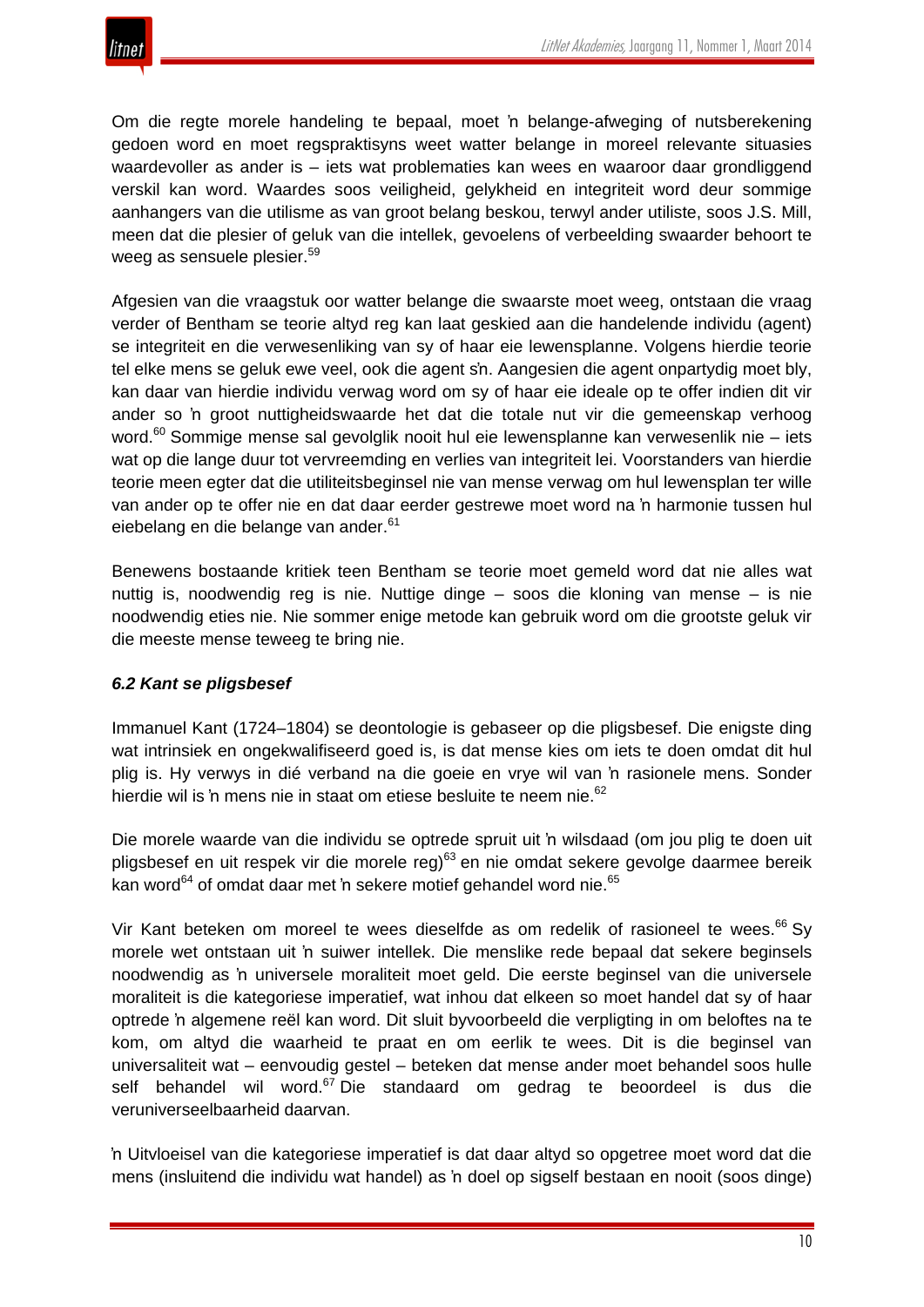Om die regte morele handeling te bepaal, moet ŉ belange-afweging of nutsberekening gedoen word en moet regspraktisyns weet watter belange in moreel relevante situasies waardevoller as ander is – iets wat problematies kan wees en waaroor daar grondliggend verskil kan word. Waardes soos veiligheid, gelykheid en integriteit word deur sommige aanhangers van die utilisme as van groot belang beskou, terwyl ander utiliste, soos J.S. Mill, meen dat die plesier of geluk van die intellek, gevoelens of verbeelding swaarder behoort te weeg as sensuele plesier.[59]

Afgesien van die vraagstuk oor watter belange die swaarste moet weeg, ontstaan die vraag verder of Bentham se teorie altyd reg kan laat geskied aan die handelende individu (agent) se integriteit en die verwesenliking van sy of haar eie lewensplanne. Volgens hierdie teorie tel elke mens se geluk ewe veel, ook die agent s'n. Aangesien die agent onpartydig moet bly, kan daar van hierdie individu verwag word om sy of haar eie ideale op te offer indien dit vir ander so ŉ groot nuttigheidswaarde het dat die totale nut vir die gemeenskap verhoog word.[60] Sommige mense sal gevolglik nooit hul eie lewensplanne kan verwesenlik nie – iets wat op die lange duur tot vervreemding en verlies van integriteit lei. Voorstanders van hierdie teorie meen egter dat die utiliteitsbeginsel nie van mense verwag om hul lewensplan ter wille van ander op te offer nie en dat daar eerder gestrewe moet word na ŉ harmonie tussen hul eiebelang en die belange van ander.[61]

Benewens bostaande kritiek teen Bentham se teorie moet gemeld word dat nie alles wat nuttig is, noodwendig reg is nie. Nuttige dinge – soos die kloning van mense – is nie noodwendig eties nie. Nie sommer enige metode kan gebruik word om die grootste geluk vir die meeste mense teweeg te bring nie.

### *6.2 Kant se pligsbesef*

Immanuel Kant (1724–1804) se deontologie is gebaseer op die pligsbesef. Die enigste ding wat intrinsiek en ongekwalifiseerd goed is, is dat mense kies om iets te doen omdat dit hul plig is. Hy verwys in dié verband na die goeie en vrye wil van ŉ rasionele mens. Sonder hierdie wil is ŉ mens nie in staat om etiese besluite te neem nie.[62]

Die morele waarde van die individu se optrede spruit uit ŉ wilsdaad (om jou plig te doen uit pligsbesef en uit respek vir die morele reg)[63] en nie omdat sekere gevolge daarmee bereik kan word[64] of omdat daar met ŉ sekere motief gehandel word nie.[65]

Vir Kant beteken om moreel te wees dieselfde as om redelik of rasioneel te wees.[66] Sy morele wet ontstaan uit ŉ suiwer intellek. Die menslike rede bepaal dat sekere beginsels noodwendig as ŉ universele moraliteit moet geld. Die eerste beginsel van die universele moraliteit is die kategoriese imperatief, wat inhou dat elkeen so moet handel dat sy of haar optrede ŉ algemene reël kan word. Dit sluit byvoorbeeld die verpligting in om beloftes na te kom, om altyd die waarheid te praat en om eerlik te wees. Dit is die beginsel van universaliteit wat – eenvoudig gestel – beteken dat mense ander moet behandel soos hulle self behandel wil word.[67] Die standaard om gedrag te beoordeel is dus die veruniverseelbaarheid daarvan.

ŉ Uitvloeisel van die kategoriese imperatief is dat daar altyd so opgetree moet word dat die mens (insluitend die individu wat handel) as ŉ doel op sigself bestaan en nooit (soos dinge)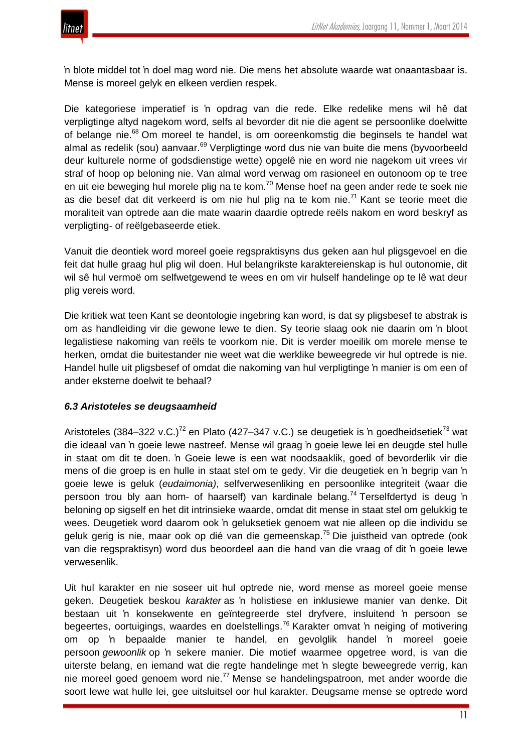ŉ blote middel tot ŉ doel mag word nie. Die mens het absolute waarde wat onaantasbaar is. Mense is moreel gelyk en elkeen verdien respek.

Die kategoriese imperatief is ŉ opdrag van die rede. Elke redelike mens wil hê dat verpligtinge altyd nagekom word, selfs al bevorder dit nie die agent se persoonlike doelwitte of belange nie.[68] Om moreel te handel, is om ooreenkomstig die beginsels te handel wat almal as redelik (sou) aanvaar.[69] Verpligtinge word dus nie van buite die mens (byvoorbeeld deur kulturele norme of godsdienstige wette) opgelê nie en word nie nagekom uit vrees vir straf of hoop op beloning nie. Van almal word verwag om rasioneel en outonoom op te tree en uit eie beweging hul morele plig na te kom.[70] Mense hoef na geen ander rede te soek nie as die besef dat dit verkeerd is om nie hul plig na te kom nie.[71] Kant se teorie meet die moraliteit van optrede aan die mate waarin daardie optrede reëls nakom en word beskryf as verpligting- of reëlgebaseerde etiek.

Vanuit die deontiek word moreel goeie regspraktisyns dus geken aan hul pligsgevoel en die feit dat hulle graag hul plig wil doen. Hul belangrikste karaktereienskap is hul outonomie, dit wil sê hul vermoë om selfwetgewend te wees en om vir hulself handelinge op te lê wat deur plig vereis word.

Die kritiek wat teen Kant se deontologie ingebring kan word, is dat sy pligsbesef te abstrak is om as handleiding vir die gewone lewe te dien. Sy teorie slaag ook nie daarin om ŉ bloot legalistiese nakoming van reëls te voorkom nie. Dit is verder moeilik om morele mense te herken, omdat die buitestander nie weet wat die werklike beweegrede vir hul optrede is nie. Handel hulle uit pligsbesef of omdat die nakoming van hul verpligtinge ŉ manier is om een of ander eksterne doelwit te behaal?

### *6.3 Aristoteles se deugsaamheid*

Aristoteles (384–322 v.C.)[72] en Plato (427–347 v.C.) se deugetiek is ŉ goedheidsetiek[73] wat die ideaal van ŉ goeie lewe nastreef. Mense wil graag ŉ goeie lewe lei en deugde stel hulle in staat om dit te doen. ŉ Goeie lewe is een wat noodsaaklik, goed of bevorderlik vir die mens of die groep is en hulle in staat stel om te gedy. Vir die deugetiek en ŉ begrip van ŉ goeie lewe is geluk (*eudaimonia)*, selfverwesenliking en persoonlike integriteit (waar die persoon trou bly aan hom- of haarself) van kardinale belang.[74] Terselfdertyd is deug ŉ beloning op sigself en het dit intrinsieke waarde, omdat dit mense in staat stel om gelukkig te wees. Deugetiek word daarom ook ŉ geluksetiek genoem wat nie alleen op die individu se geluk gerig is nie, maar ook op dié van die gemeenskap.[75] Die juistheid van optrede (ook van die regspraktisyn) word dus beoordeel aan die hand van die vraag of dit ŉ goeie lewe verwesenlik.

Uit hul karakter en nie soseer uit hul optrede nie, word mense as moreel goeie mense geken. Deugetiek beskou *karakter* as ŉ holistiese en inklusiewe manier van denke. Dit bestaan uit ŉ konsekwente en geïntegreerde stel dryfvere, insluitend ŉ persoon se begeertes, oortuigings, waardes en doelstellings.[76] Karakter omvat ŉ neiging of motivering om op ŉ bepaalde manier te handel, en gevolglik handel ŉ moreel goeie persoon *gewoonlik* op ŉ sekere manier. Die motief waarmee opgetree word, is van die uiterste belang, en iemand wat die regte handelinge met ŉ slegte beweegrede verrig, kan nie moreel goed genoem word nie.[77] Mense se handelingspatroon, met ander woorde die soort lewe wat hulle lei, gee uitsluitsel oor hul karakter. Deugsame mense se optrede word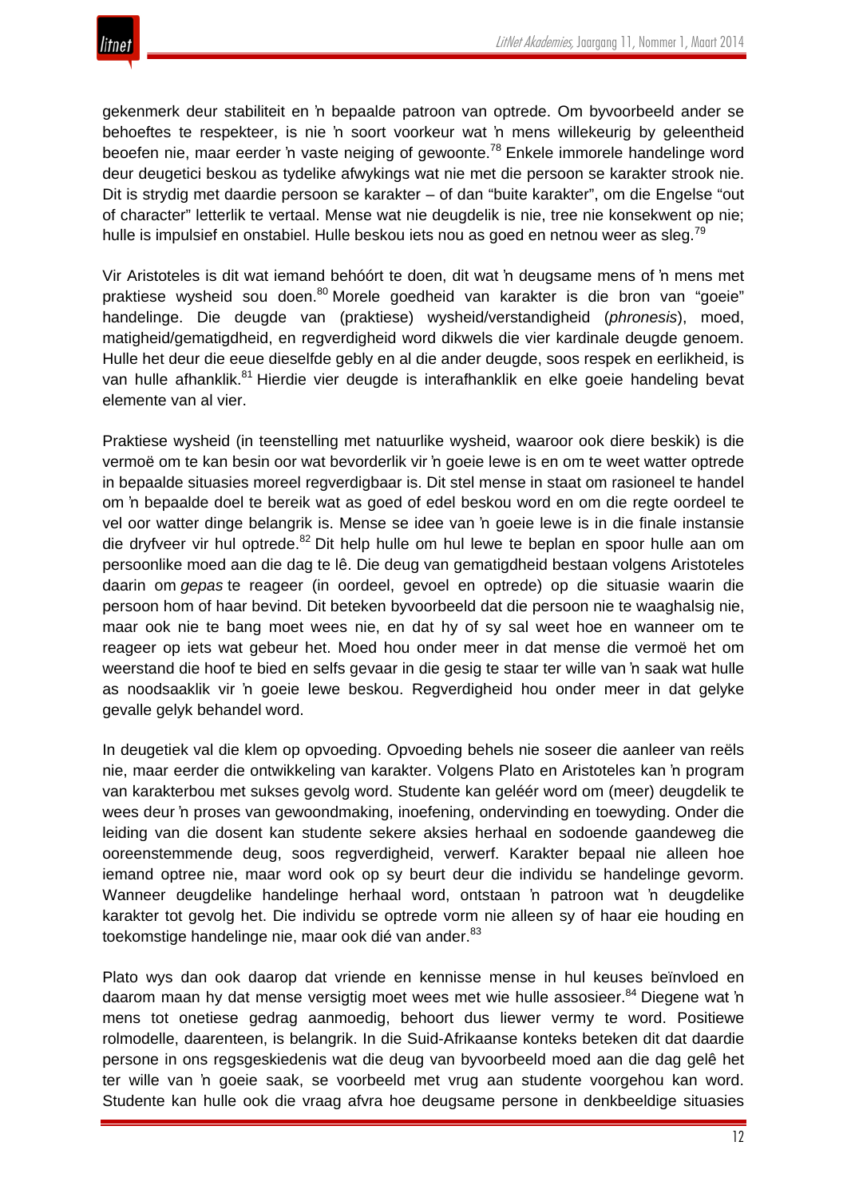gekenmerk deur stabiliteit en ŉ bepaalde patroon van optrede. Om byvoorbeeld ander se behoeftes te respekteer, is nie ŉ soort voorkeur wat ŉ mens willekeurig by geleentheid beoefen nie, maar eerder ŉ vaste neiging of gewoonte.[78] Enkele immorele handelinge word deur deugetici beskou as tydelike afwykings wat nie met die persoon se karakter strook nie. Dit is strydig met daardie persoon se karakter – of dan "buite karakter", om die Engelse "out of character" letterlik te vertaal. Mense wat nie deugdelik is nie, tree nie konsekwent op nie; hulle is impulsief en onstabiel. Hulle beskou iets nou as goed en netnou weer as sleg.[79]

Vir Aristoteles is dit wat iemand behóórt te doen, dit wat ŉ deugsame mens of ŉ mens met praktiese wysheid sou doen.[80] Morele goedheid van karakter is die bron van "goeie" handelinge. Die deugde van (praktiese) wysheid/verstandigheid (*phronesis*), moed, matigheid/gematigdheid, en regverdigheid word dikwels die vier kardinale deugde genoem. Hulle het deur die eeue dieselfde gebly en al die ander deugde, soos respek en eerlikheid, is van hulle afhanklik.[81] Hierdie vier deugde is interafhanklik en elke goeie handeling bevat elemente van al vier.

Praktiese wysheid (in teenstelling met natuurlike wysheid, waaroor ook diere beskik) is die vermoë om te kan besin oor wat bevorderlik vir ŉ goeie lewe is en om te weet watter optrede in bepaalde situasies moreel regverdigbaar is. Dit stel mense in staat om rasioneel te handel om ŉ bepaalde doel te bereik wat as goed of edel beskou word en om die regte oordeel te vel oor watter dinge belangrik is. Mense se idee van ŉ goeie lewe is in die finale instansie die dryfveer vir hul optrede.[82] Dit help hulle om hul lewe te beplan en spoor hulle aan om persoonlike moed aan die dag te lê. Die deug van gematigdheid bestaan volgens Aristoteles daarin om *gepas* te reageer (in oordeel, gevoel en optrede) op die situasie waarin die persoon hom of haar bevind. Dit beteken byvoorbeeld dat die persoon nie te waaghalsig nie, maar ook nie te bang moet wees nie, en dat hy of sy sal weet hoe en wanneer om te reageer op iets wat gebeur het. Moed hou onder meer in dat mense die vermoë het om weerstand die hoof te bied en selfs gevaar in die gesig te staar ter wille van ŉ saak wat hulle as noodsaaklik vir ŉ goeie lewe beskou. Regverdigheid hou onder meer in dat gelyke gevalle gelyk behandel word.

In deugetiek val die klem op opvoeding. Opvoeding behels nie soseer die aanleer van reëls nie, maar eerder die ontwikkeling van karakter. Volgens Plato en Aristoteles kan ŉ program van karakterbou met sukses gevolg word. Studente kan geléér word om (meer) deugdelik te wees deur ŉ proses van gewoondmaking, inoefening, ondervinding en toewyding. Onder die leiding van die dosent kan studente sekere aksies herhaal en sodoende gaandeweg die ooreenstemmende deug, soos regverdigheid, verwerf. Karakter bepaal nie alleen hoe iemand optree nie, maar word ook op sy beurt deur die individu se handelinge gevorm. Wanneer deugdelike handelinge herhaal word, ontstaan ŉ patroon wat ŉ deugdelike karakter tot gevolg het. Die individu se optrede vorm nie alleen sy of haar eie houding en toekomstige handelinge nie, maar ook dié van ander.[83]

Plato wys dan ook daarop dat vriende en kennisse mense in hul keuses beïnvloed en daarom maan hy dat mense versigtig moet wees met wie hulle assosieer.[84] Diegene wat ŉ mens tot onetiese gedrag aanmoedig, behoort dus liewer vermy te word. Positiewe rolmodelle, daarenteen, is belangrik. In die Suid-Afrikaanse konteks beteken dit dat daardie persone in ons regsgeskiedenis wat die deug van byvoorbeeld moed aan die dag gelê het ter wille van ŉ goeie saak, se voorbeeld met vrug aan studente voorgehou kan word. Studente kan hulle ook die vraag afvra hoe deugsame persone in denkbeeldige situasies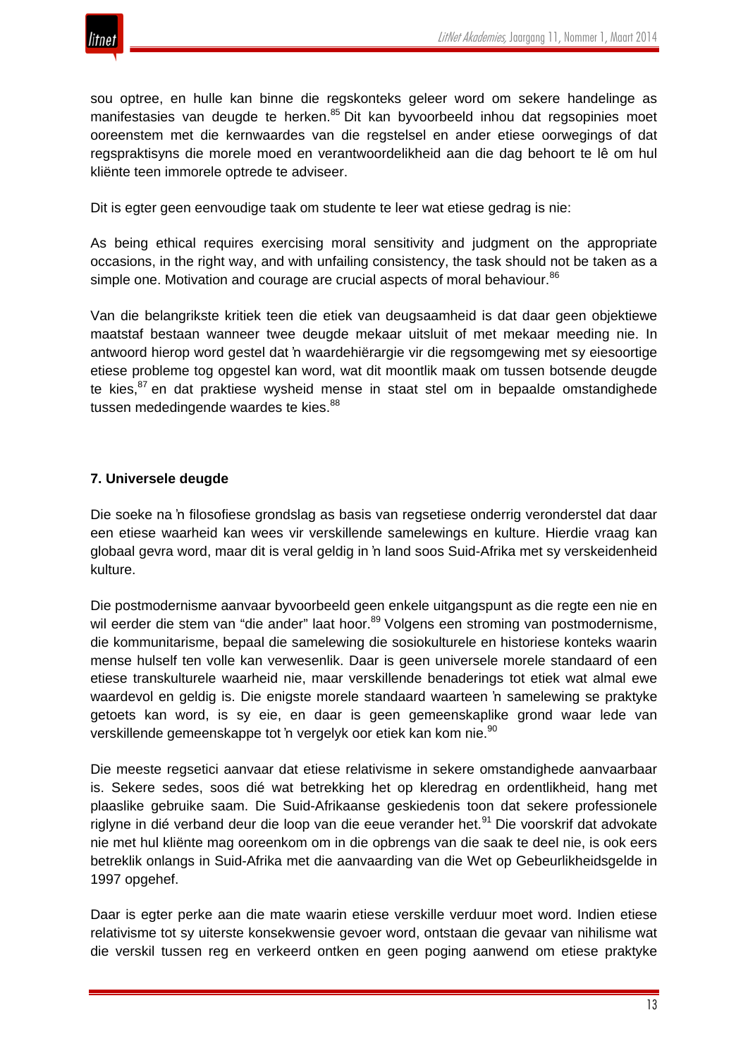sou optree, en hulle kan binne die regskonteks geleer word om sekere handelinge as manifestasies van deugde te herken.[85] Dit kan byvoorbeeld inhou dat regsopinies moet ooreenstem met die kernwaardes van die regstelsel en ander etiese oorwegings of dat regspraktisyns die morele moed en verantwoordelikheid aan die dag behoort te lê om hul kliënte teen immorele optrede te adviseer.

Dit is egter geen eenvoudige taak om studente te leer wat etiese gedrag is nie:

As being ethical requires exercising moral sensitivity and judgment on the appropriate occasions, in the right way, and with unfailing consistency, the task should not be taken as a simple one. Motivation and courage are crucial aspects of moral behaviour.[86]

Van die belangrikste kritiek teen die etiek van deugsaamheid is dat daar geen objektiewe maatstaf bestaan wanneer twee deugde mekaar uitsluit of met mekaar meeding nie. In antwoord hierop word gestel dat ŉ waardehiërargie vir die regsomgewing met sy eiesoortige etiese probleme tog opgestel kan word, wat dit moontlik maak om tussen botsende deugde te kies,[87] en dat praktiese wysheid mense in staat stel om in bepaalde omstandighede tussen mededingende waardes te kies.[88]

### 7. Universele deugde

Die soeke na ŉ filosofiese grondslag as basis van regsetiese onderrig veronderstel dat daar een etiese waarheid kan wees vir verskillende samelewings en kulture. Hierdie vraag kan globaal gevra word, maar dit is veral geldig in ŉ land soos Suid-Afrika met sy verskeidenheid kulture.

Die postmodernisme aanvaar byvoorbeeld geen enkele uitgangspunt as die regte een nie en wil eerder die stem van "die ander" laat hoor.[89] Volgens een stroming van postmodernisme, die kommunitarisme, bepaal die samelewing die sosiokulturele en historiese konteks waarin mense hulself ten volle kan verwesenlik. Daar is geen universele morele standaard of een etiese transkulturele waarheid nie, maar verskillende benaderings tot etiek wat almal ewe waardevol en geldig is. Die enigste morele standaard waarteen ŉ samelewing se praktyke getoets kan word, is sy eie, en daar is geen gemeenskaplike grond waar lede van verskillende gemeenskappe tot ŉ vergelyk oor etiek kan kom nie.[90]

Die meeste regsetici aanvaar dat etiese relativisme in sekere omstandighede aanvaarbaar is. Sekere sedes, soos dié wat betrekking het op kleredrag en ordentlikheid, hang met plaaslike gebruike saam. Die Suid-Afrikaanse geskiedenis toon dat sekere professionele riglyne in dié verband deur die loop van die eeue verander het.[91] Die voorskrif dat advokate nie met hul kliënte mag ooreenkom om in die opbrengs van die saak te deel nie, is ook eers betreklik onlangs in Suid-Afrika met die aanvaarding van die Wet op Gebeurlikheidsgelde in 1997 opgehef.

Daar is egter perke aan die mate waarin etiese verskille verduur moet word. Indien etiese relativisme tot sy uiterste konsekwensie gevoer word, ontstaan die gevaar van nihilisme wat die verskil tussen reg en verkeerd ontken en geen poging aanwend om etiese praktyke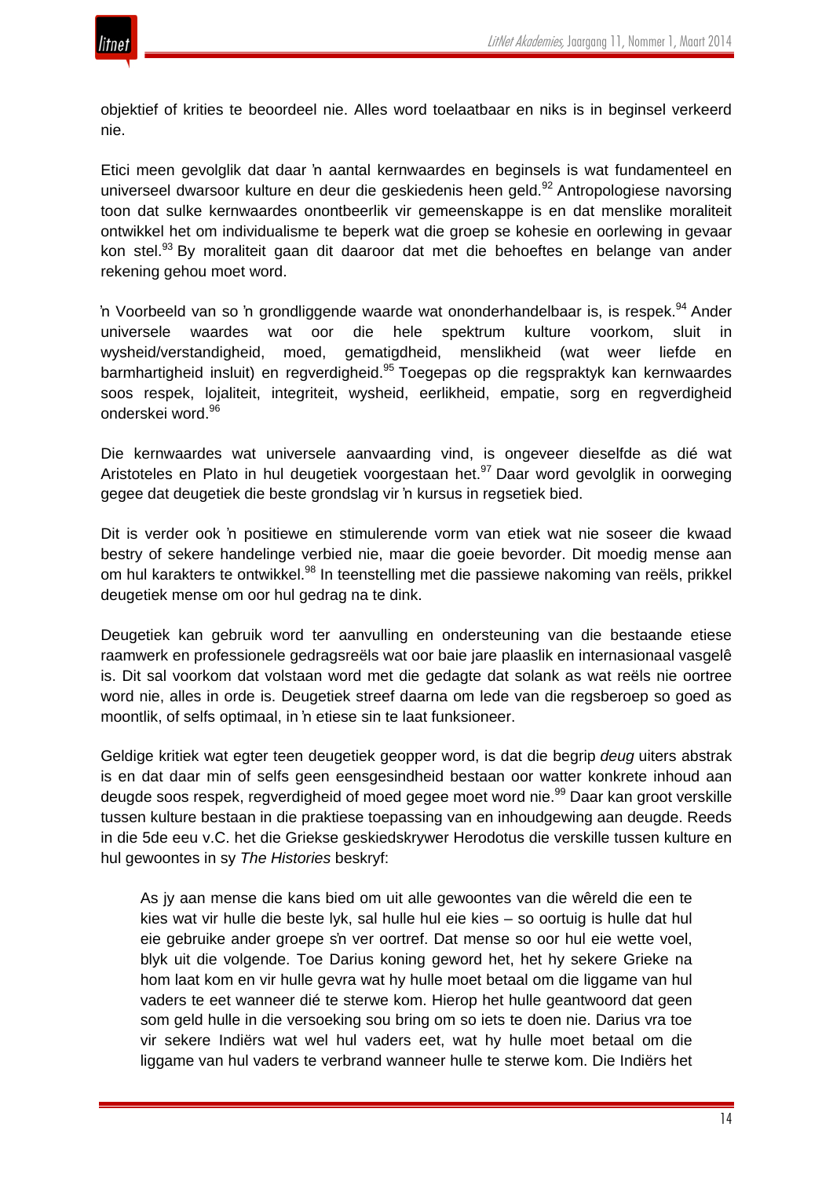objektief of krities te beoordeel nie. Alles word toelaatbaar en niks is in beginsel verkeerd nie.

Etici meen gevolglik dat daar ŉ aantal kernwaardes en beginsels is wat fundamenteel en universeel dwarsoor kulture en deur die geskiedenis heen geld.[92] Antropologiese navorsing toon dat sulke kernwaardes onontbeerlik vir gemeenskappe is en dat menslike moraliteit ontwikkel het om individualisme te beperk wat die groep se kohesie en oorlewing in gevaar kon stel.[93] By moraliteit gaan dit daaroor dat met die behoeftes en belange van ander rekening gehou moet word.

ŉ Voorbeeld van so ŉ grondliggende waarde wat ononderhandelbaar is, is respek.[94] Ander universele waardes wat oor die hele spektrum kulture voorkom, sluit in wysheid/verstandigheid, moed, gematigdheid, menslikheid (wat weer liefde en barmhartigheid insluit) en regverdigheid.[95] Toegepas op die regspraktyk kan kernwaardes soos respek, lojaliteit, integriteit, wysheid, eerlikheid, empatie, sorg en regverdigheid onderskei word.[96]

Die kernwaardes wat universele aanvaarding vind, is ongeveer dieselfde as dié wat Aristoteles en Plato in hul deugetiek voorgestaan het.[97] Daar word gevolglik in oorweging gegee dat deugetiek die beste grondslag vir ŉ kursus in regsetiek bied.

Dit is verder ook ŉ positiewe en stimulerende vorm van etiek wat nie soseer die kwaad bestry of sekere handelinge verbied nie, maar die goeie bevorder. Dit moedig mense aan om hul karakters te ontwikkel.[98] In teenstelling met die passiewe nakoming van reëls, prikkel deugetiek mense om oor hul gedrag na te dink.

Deugetiek kan gebruik word ter aanvulling en ondersteuning van die bestaande etiese raamwerk en professionele gedragsreëls wat oor baie jare plaaslik en internasionaal vasgelê is. Dit sal voorkom dat volstaan word met die gedagte dat solank as wat reëls nie oortree word nie, alles in orde is. Deugetiek streef daarna om lede van die regsberoep so goed as moontlik, of selfs optimaal, in ŉ etiese sin te laat funksioneer.

Geldige kritiek wat egter teen deugetiek geopper word, is dat die begrip *deug* uiters abstrak is en dat daar min of selfs geen eensgesindheid bestaan oor watter konkrete inhoud aan deugde soos respek, regverdigheid of moed gegee moet word nie.[99] Daar kan groot verskille tussen kulture bestaan in die praktiese toepassing van en inhoudgewing aan deugde. Reeds in die 5de eeu v.C. het die Griekse geskiedskrywer Herodotus die verskille tussen kulture en hul gewoontes in sy *The Histories* beskryf:

> As jy aan mense die kans bied om uit alle gewoontes van die wêreld die een te kies wat vir hulle die beste lyk, sal hulle hul eie kies – so oortuig is hulle dat hul eie gebruike ander groepe s'n ver oortref. Dat mense so oor hul eie wette voel, blyk uit die volgende. Toe Darius koning geword het, het hy sekere Grieke na hom laat kom en vir hulle gevra wat hy hulle moet betaal om die liggame van hul vaders te eet wanneer dié te sterwe kom. Hierop het hulle geantwoord dat geen som geld hulle in die versoeking sou bring om so iets te doen nie. Darius vra toe vir sekere Indiërs wat wel hul vaders eet, wat hy hulle moet betaal om die liggame van hul vaders te verbrand wanneer hulle te sterwe kom. Die Indiërs het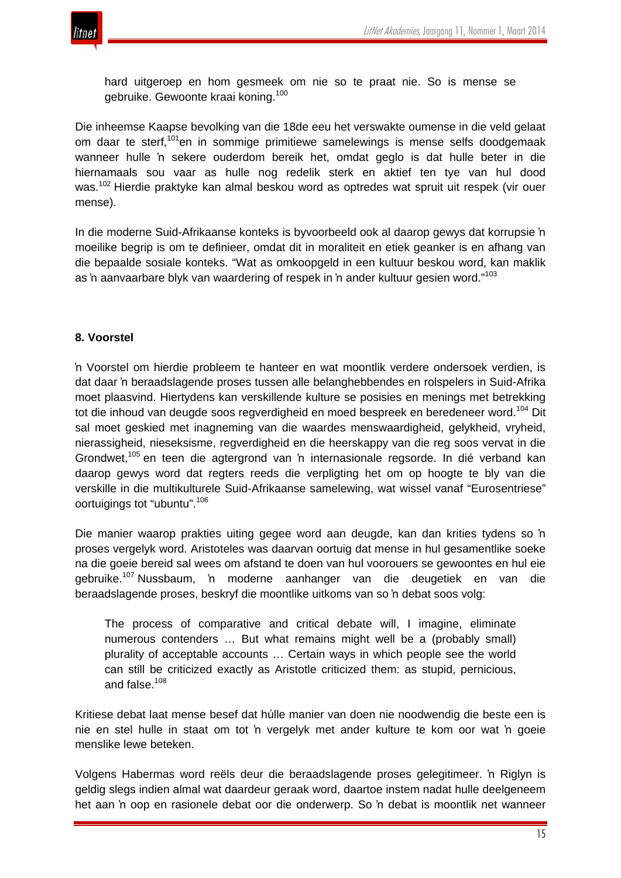> hard uitgeroep en hom gesmeek om nie so te praat nie. So is mense se gebruike. Gewoonte kraai koning.[100]

Die inheemse Kaapse bevolking van die 18de eeu het verswakte oumense in die veld gelaat om daar te sterf,[101]en in sommige primitiewe samelewings is mense selfs doodgemaak wanneer hulle ŉ sekere ouderdom bereik het, omdat geglo is dat hulle beter in die hiernamaals sou vaar as hulle nog redelik sterk en aktief ten tye van hul dood was.[102] Hierdie praktyke kan almal beskou word as optredes wat spruit uit respek (vir ouer mense).

In die moderne Suid-Afrikaanse konteks is byvoorbeeld ook al daarop gewys dat korrupsie ŉ moeilike begrip is om te definieer, omdat dit in moraliteit en etiek geanker is en afhang van die bepaalde sosiale konteks. “Wat as omkoopgeld in een kultuur beskou word, kan maklik as ŉ aanvaarbare blyk van waardering of respek in ŉ ander kultuur gesien word.”[103]

## 8. Voorstel

ŉ Voorstel om hierdie probleem te hanteer en wat moontlik verdere ondersoek verdien, is dat daar ŉ beraadslagende proses tussen alle belanghebbendes en rolspelers in Suid-Afrika moet plaasvind. Hiertydens kan verskillende kulture se posisies en menings met betrekking tot die inhoud van deugde soos regverdigheid en moed bespreek en beredeneer word.[104] Dit sal moet geskied met inagneming van die waardes menswaardigheid, gelykheid, vryheid, nierassigheid, nieseksisme, regverdigheid en die heerskappy van die reg soos vervat in die Grondwet,[105] en teen die agtergrond van ŉ internasionale regsorde. In dié verband kan daarop gewys word dat regters reeds die verpligting het om op hoogte te bly van die verskille in die multikulturele Suid-Afrikaanse samelewing, wat wissel vanaf “Eurosentriese” oortuigings tot “ubuntu”.[106]

Die manier waarop prakties uiting gegee word aan deugde, kan dan krities tydens so ŉ proses vergelyk word. Aristoteles was daarvan oortuig dat mense in hul gesamentlike soeke na die goeie bereid sal wees om afstand te doen van hul voorouers se gewoontes en hul eie gebruike.[107] Nussbaum, ŉ moderne aanhanger van die deugetiek en van die beraadslagende proses, beskryf die moontlike uitkoms van so ŉ debat soos volg:

> The process of comparative and critical debate will, I imagine, eliminate numerous contenders … But what remains might well be a (probably small) plurality of acceptable accounts … Certain ways in which people see the world can still be criticized exactly as Aristotle criticized them: as stupid, pernicious, and false.[108]

Kritiese debat laat mense besef dat húlle manier van doen nie noodwendig die beste een is nie en stel hulle in staat om tot ŉ vergelyk met ander kulture te kom oor wat ŉ goeie menslike lewe beteken.

Volgens Habermas word reëls deur die beraadslagende proses gelegitimeer. ŉ Riglyn is geldig slegs indien almal wat daardeur geraak word, daartoe instem nadat hulle deelgeneem het aan ŉ oop en rasionele debat oor die onderwerp. So ŉ debat is moontlik net wanneer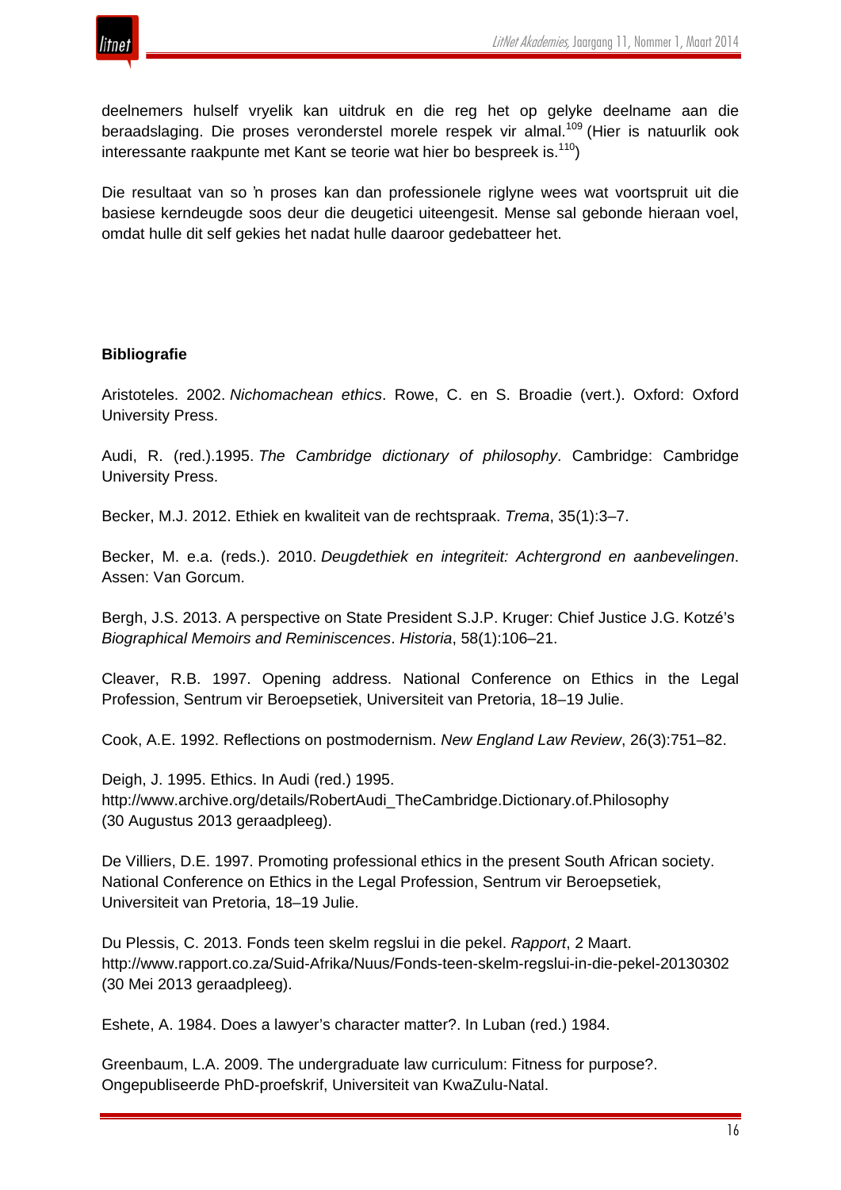deelnemers hulself vryelik kan uitdruk en die reg het op gelyke deelname aan die beraadslaging. Die proses veronderstel morele respek vir almal.[109] (Hier is natuurlik ook interessante raakpunte met Kant se teorie wat hier bo bespreek is.[110])

Die resultaat van so 'n proses kan dan professionele riglyne wees wat voortspruit uit die basiese kerndeugde soos deur die deugetici uiteengesit. Mense sal gebonde hieraan voel, omdat hulle dit self gekies het nadat hulle daaroor gedebatteer het.

**Bibliografie**

Aristoteles. 2002. *Nichomachean ethics*. Rowe, C. en S. Broadie (vert.). Oxford: Oxford University Press.

Audi, R. (red.).1995. *The Cambridge dictionary of philosophy*. Cambridge: Cambridge University Press.

Becker, M.J. 2012. Ethiek en kwaliteit van de rechtspraak. *Trema*, 35(1):3–7.

Becker, M. e.a. (reds.). 2010. *Deugdethiek en integriteit: Achtergrond en aanbevelingen*. Assen: Van Gorcum.

Bergh, J.S. 2013. A perspective on State President S.J.P. Kruger: Chief Justice J.G. Kotzé's *Biographical Memoirs and Reminiscences*. *Historia*, 58(1):106–21.

Cleaver, R.B. 1997. Opening address. National Conference on Ethics in the Legal Profession, Sentrum vir Beroepsetiek, Universiteit van Pretoria, 18–19 Julie.

Cook, A.E. 1992. Reflections on postmodernism. *New England Law Review*, 26(3):751–82.

Deigh, J. 1995. Ethics. In Audi (red.) 1995. http://www.archive.org/details/RobertAudi_TheCambridge.Dictionary.of.Philosophy (30 Augustus 2013 geraadpleeg).

De Villiers, D.E. 1997. Promoting professional ethics in the present South African society. National Conference on Ethics in the Legal Profession, Sentrum vir Beroepsetiek, Universiteit van Pretoria, 18–19 Julie.

Du Plessis, C. 2013. Fonds teen skelm regslui in die pekel. *Rapport*, 2 Maart. http://www.rapport.co.za/Suid-Afrika/Nuus/Fonds-teen-skelm-regslui-in-die-pekel-20130302 (30 Mei 2013 geraadpleeg).

Eshete, A. 1984. Does a lawyer's character matter?. In Luban (red.) 1984.

Greenbaum, L.A. 2009. The undergraduate law curriculum: Fitness for purpose?. Ongepubliseerde PhD-proefskrif, Universiteit van KwaZulu-Natal.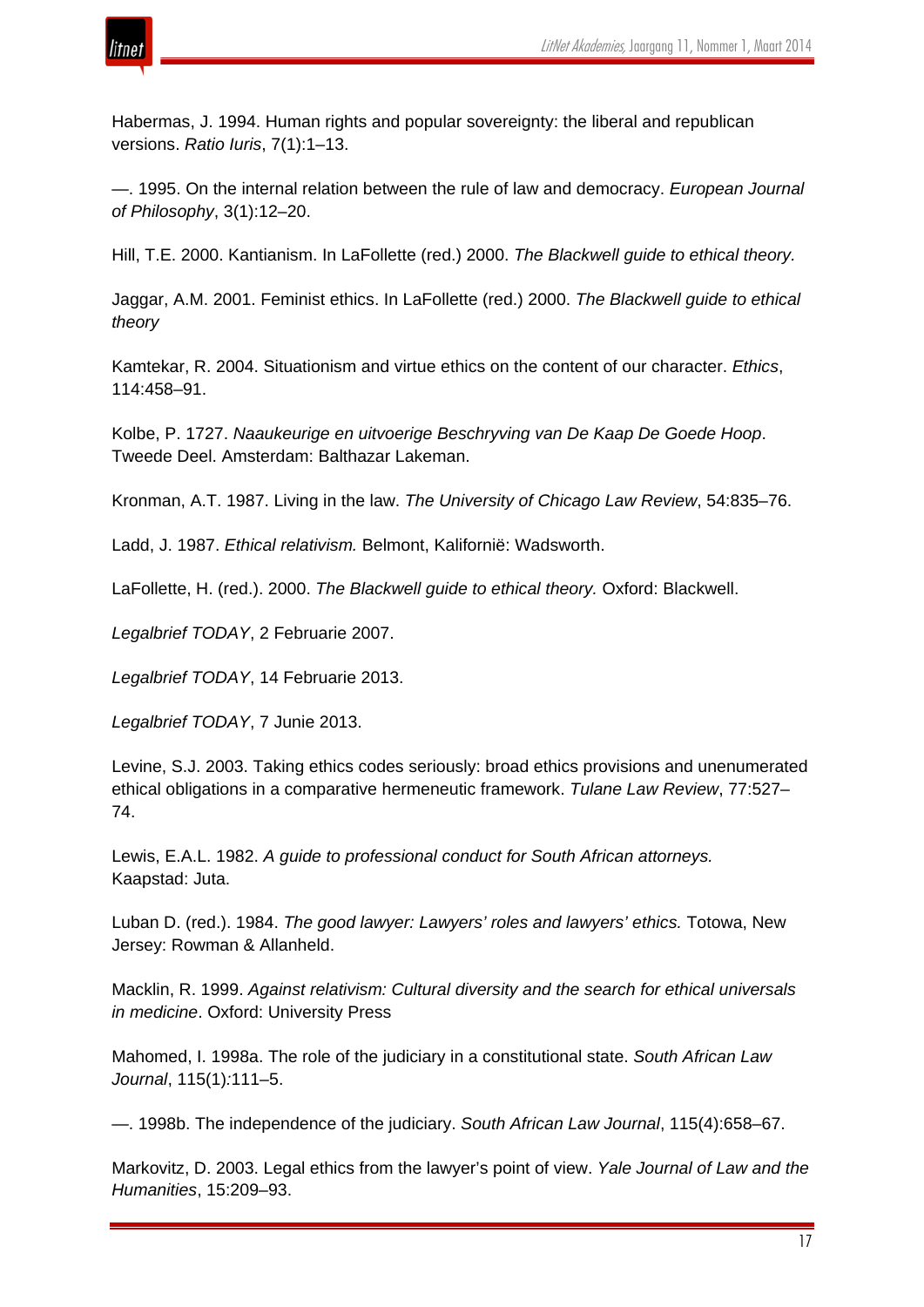Habermas, J. 1994. Human rights and popular sovereignty: the liberal and republican versions. *Ratio Iuris*, 7(1):1–13.

—. 1995. On the internal relation between the rule of law and democracy. *European Journal of Philosophy*, 3(1):12–20.

Hill, T.E. 2000. Kantianism. In LaFollette (red.) 2000. *The Blackwell guide to ethical theory.*

Jaggar, A.M. 2001. Feminist ethics. In LaFollette (red.) 2000. *The Blackwell guide to ethical theory*

Kamtekar, R. 2004. Situationism and virtue ethics on the content of our character. *Ethics*, 114:458–91.

Kolbe, P. 1727. *Naaukeurige en uitvoerige Beschryving van De Kaap De Goede Hoop*. Tweede Deel. Amsterdam: Balthazar Lakeman.

Kronman, A.T. 1987. Living in the law. *The University of Chicago Law Review*, 54:835–76.

Ladd, J. 1987. *Ethical relativism.* Belmont, Kalifornië: Wadsworth.

LaFollette, H. (red.). 2000. *The Blackwell guide to ethical theory.* Oxford: Blackwell.

*Legalbrief TODAY*, 2 Februarie 2007.

*Legalbrief TODAY*, 14 Februarie 2013.

*Legalbrief TODAY*, 7 Junie 2013.

Levine, S.J. 2003. Taking ethics codes seriously: broad ethics provisions and unenumerated ethical obligations in a comparative hermeneutic framework. *Tulane Law Review*, 77:527–74.

Lewis, E.A.L. 1982. *A guide to professional conduct for South African attorneys.* Kaapstad: Juta.

Luban D. (red.). 1984. *The good lawyer: Lawyers' roles and lawyers' ethics.* Totowa, New Jersey: Rowman & Allanheld.

Macklin, R. 1999. *Against relativism: Cultural diversity and the search for ethical universals in medicine*. Oxford: University Press

Mahomed, I. 1998a. The role of the judiciary in a constitutional state. *South African Law Journal*, 115(1):111–5.

—. 1998b. The independence of the judiciary. *South African Law Journal*, 115(4):658–67.

Markovitz, D. 2003. Legal ethics from the lawyer's point of view. *Yale Journal of Law and the Humanities*, 15:209–93.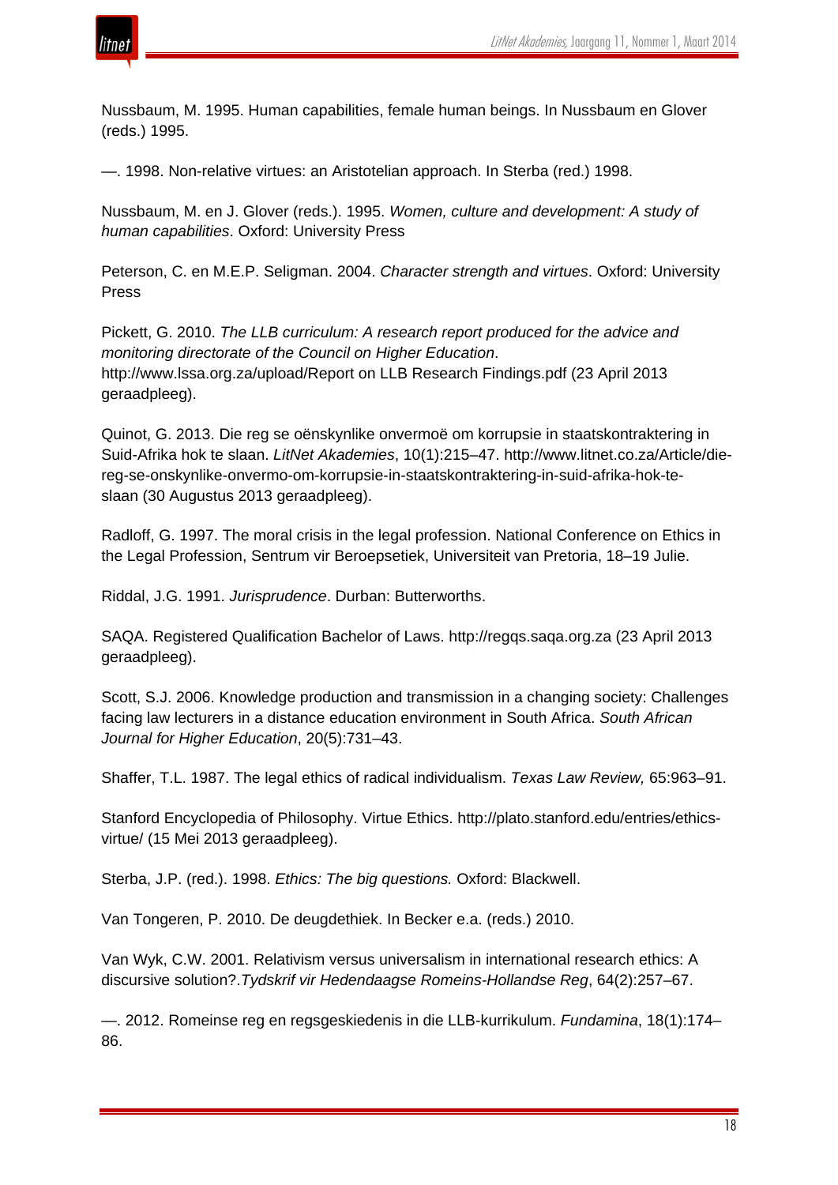Nussbaum, M. 1995. Human capabilities, female human beings. In Nussbaum en Glover (reds.) 1995.

—. 1998. Non-relative virtues: an Aristotelian approach. In Sterba (red.) 1998.

Nussbaum, M. en J. Glover (reds.). 1995. *Women, culture and development: A study of human capabilities*. Oxford: University Press

Peterson, C. en M.E.P. Seligman. 2004. *Character strength and virtues*. Oxford: University Press

Pickett, G. 2010. *The LLB curriculum: A research report produced for the advice and monitoring directorate of the Council on Higher Education*. http://www.lssa.org.za/upload/Report on LLB Research Findings.pdf (23 April 2013 geraadpleeg).

Quinot, G. 2013. Die reg se oënskynlike onvermoë om korrupsie in staatskontraktering in Suid-Afrika hok te slaan. *LitNet Akademies*, 10(1):215–47. http://www.litnet.co.za/Article/die-reg-se-onskynlike-onvermo-om-korrupsie-in-staatskontraktering-in-suid-afrika-hok-te-slaan (30 Augustus 2013 geraadpleeg).

Radloff, G. 1997. The moral crisis in the legal profession. National Conference on Ethics in the Legal Profession, Sentrum vir Beroepsetiek, Universiteit van Pretoria, 18–19 Julie.

Riddal, J.G. 1991. *Jurisprudence*. Durban: Butterworths.

SAQA. Registered Qualification Bachelor of Laws. http://regqs.saqa.org.za (23 April 2013 geraadpleeg).

Scott, S.J. 2006. Knowledge production and transmission in a changing society: Challenges facing law lecturers in a distance education environment in South Africa. *South African Journal for Higher Education*, 20(5):731–43.

Shaffer, T.L. 1987. The legal ethics of radical individualism. *Texas Law Review,* 65:963–91.

Stanford Encyclopedia of Philosophy. Virtue Ethics. http://plato.stanford.edu/entries/ethics-virtue/ (15 Mei 2013 geraadpleeg).

Sterba, J.P. (red.). 1998. *Ethics: The big questions.* Oxford: Blackwell.

Van Tongeren, P. 2010. De deugdethiek. In Becker e.a. (reds.) 2010.

Van Wyk, C.W. 2001. Relativism versus universalism in international research ethics: A discursive solution?.*Tydskrif vir Hedendaagse Romeins-Hollandse Reg*, 64(2):257–67.

—. 2012. Romeinse reg en regsgeskiedenis in die LLB-kurrikulum. *Fundamina*, 18(1):174–86.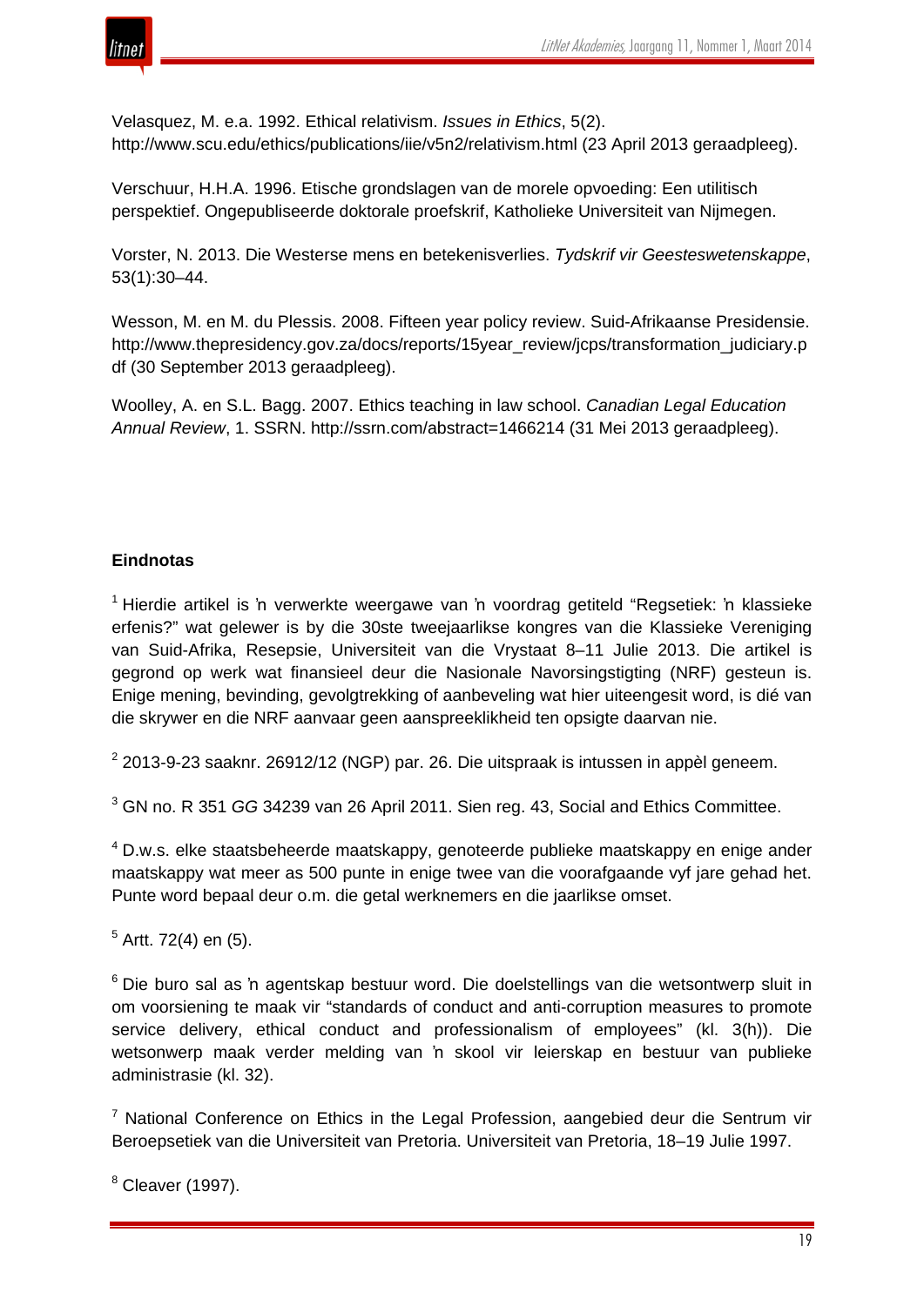Velasquez, M. e.a. 1992. Ethical relativism. *Issues in Ethics*, 5(2). http://www.scu.edu/ethics/publications/iie/v5n2/relativism.html (23 April 2013 geraadpleeg).

Verschuur, H.H.A. 1996. Etische grondslagen van de morele opvoeding: Een utilitisch perspektief. Ongepubliseerde doktorale proefskrif, Katholieke Universiteit van Nijmegen.

Vorster, N. 2013. Die Westerse mens en betekenisverlies. *Tydskrif vir Geesteswetenskappe*, 53(1):30–44.

Wesson, M. en M. du Plessis. 2008. Fifteen year policy review. Suid-Afrikaanse Presidensie. http://www.thepresidency.gov.za/docs/reports/15year_review/jcps/transformation_judiciary.pdf (30 September 2013 geraadpleeg).

Woolley, A. en S.L. Bagg. 2007. Ethics teaching in law school. *Canadian Legal Education Annual Review*, 1. SSRN. http://ssrn.com/abstract=1466214 (31 Mei 2013 geraadpleeg).

**Eindnotas**

[1] Hierdie artikel is 'n verwerkte weergawe van 'n voordrag getiteld "Regsetiek: 'n klassieke erfenis?" wat gelewer is by die 30ste tweejaarlikse kongres van die Klassieke Vereniging van Suid-Afrika, Resepsie, Universiteit van die Vrystaat 8–11 Julie 2013. Die artikel is gegrond op werk wat finansieel deur die Nasionale Navorsingstigting (NRF) gesteun is. Enige mening, bevinding, gevolgtrekking of aanbeveling wat hier uiteengesit word, is dié van die skrywer en die NRF aanvaar geen aanspreeklikheid ten opsigte daarvan nie.

[2] 2013-9-23 saaknr. 26912/12 (NGP) par. 26. Die uitspraak is intussen in appèl geneem.

[3] GN no. R 351 *GG* 34239 van 26 April 2011. Sien reg. 43, Social and Ethics Committee.

[4] D.w.s. elke staatsbeheerde maatskappy, genoteerde publieke maatskappy en enige ander maatskappy wat meer as 500 punte in enige twee van die voorafgaande vyf jare gehad het. Punte word bepaal deur o.m. die getal werknemers en die jaarlikse omset.

[5] Artt. 72(4) en (5).

[6] Die buro sal as 'n agentskap bestuur word. Die doelstellings van die wetsontwerp sluit in om voorsiening te maak vir "standards of conduct and anti-corruption measures to promote service delivery, ethical conduct and professionalism of employees" (kl. 3(h)). Die wetsonwerp maak verder melding van 'n skool vir leierskap en bestuur van publieke administrasie (kl. 32).

[7] National Conference on Ethics in the Legal Profession, aangebied deur die Sentrum vir Beroepsetiek van die Universiteit van Pretoria. Universiteit van Pretoria, 18–19 Julie 1997.

[8] Cleaver (1997).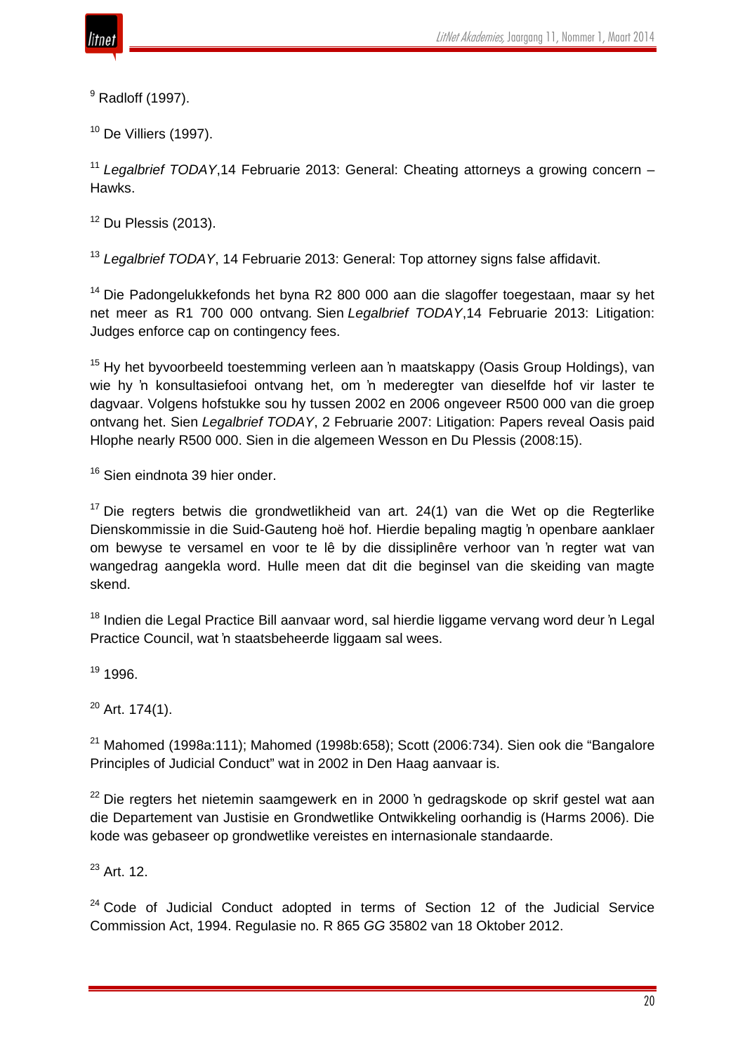[9] Radloff (1997).

[10] De Villiers (1997).

[11] *Legalbrief TODAY*,14 Februarie 2013: General: Cheating attorneys a growing concern – Hawks.

[12] Du Plessis (2013).

[13] *Legalbrief TODAY*, 14 Februarie 2013: General: Top attorney signs false affidavit.

[14] Die Padongelukkefonds het byna R2 800 000 aan die slagoffer toegestaan, maar sy het net meer as R1 700 000 ontvang. Sien *Legalbrief TODAY*,14 Februarie 2013: Litigation: Judges enforce cap on contingency fees.

[15] Hy het byvoorbeeld toestemming verleen aan ŉ maatskappy (Oasis Group Holdings), van wie hy ŉ konsultasiefooi ontvang het, om ŉ mederegter van dieselfde hof vir laster te dagvaar. Volgens hofstukke sou hy tussen 2002 en 2006 ongeveer R500 000 van die groep ontvang het. Sien *Legalbrief TODAY*, 2 Februarie 2007: Litigation: Papers reveal Oasis paid Hlophe nearly R500 000. Sien in die algemeen Wesson en Du Plessis (2008:15).

[16] Sien eindnota 39 hier onder.

[17] Die regters betwis die grondwetlikheid van art. 24(1) van die Wet op die Regterlike Dienskommissie in die Suid-Gauteng hoë hof. Hierdie bepaling magtig ŉ openbare aanklaer om bewyse te versamel en voor te lê by die dissiplinêre verhoor van ŉ regter wat van wangedrag aangekla word. Hulle meen dat dit die beginsel van die skeiding van magte skend.

[18] Indien die Legal Practice Bill aanvaar word, sal hierdie liggame vervang word deur ŉ Legal Practice Council, wat ŉ staatsbeheerde liggaam sal wees.

[19] 1996.

[20] Art. 174(1).

[21] Mahomed (1998a:111); Mahomed (1998b:658); Scott (2006:734). Sien ook die "Bangalore Principles of Judicial Conduct" wat in 2002 in Den Haag aanvaar is.

[22] Die regters het nietemin saamgewerk en in 2000 ŉ gedragskode op skrif gestel wat aan die Departement van Justisie en Grondwetlike Ontwikkeling oorhandig is (Harms 2006). Die kode was gebaseer op grondwetlike vereistes en internasionale standaarde.

[23] Art. 12.

[24] Code of Judicial Conduct adopted in terms of Section 12 of the Judicial Service Commission Act, 1994. Regulasie no. R 865 *GG* 35802 van 18 Oktober 2012.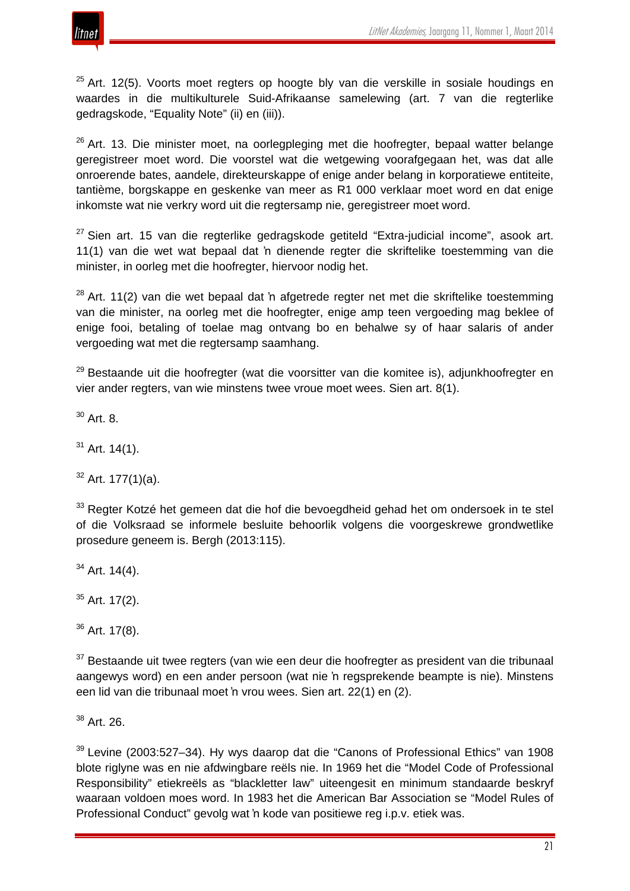[25] Art. 12(5). Voorts moet regters op hoogte bly van die verskille in sosiale houdings en waardes in die multikulturele Suid-Afrikaanse samelewing (art. 7 van die regterlike gedragskode, "Equality Note" (ii) en (iii)).

[26] Art. 13. Die minister moet, na oorlegpleging met die hoofregter, bepaal watter belange geregistreer moet word. Die voorstel wat die wetgewing voorafgegaan het, was dat alle onroerende bates, aandele, direkteurskappe of enige ander belang in korporatiewe entiteite, tantième, borgskappe en geskenke van meer as R1 000 verklaar moet word en dat enige inkomste wat nie verkry word uit die regtersamp nie, geregistreer moet word.

[27] Sien art. 15 van die regterlike gedragskode getiteld "Extra-judicial income", asook art. 11(1) van die wet wat bepaal dat 'n dienende regter die skriftelike toestemming van die minister, in oorleg met die hoofregter, hiervoor nodig het.

[28] Art. 11(2) van die wet bepaal dat 'n afgetrede regter net met die skriftelike toestemming van die minister, na oorleg met die hoofregter, enige amp teen vergoeding mag beklee of enige fooi, betaling of toelae mag ontvang bo en behalwe sy of haar salaris of ander vergoeding wat met die regtersamp saamhang.

[29] Bestaande uit die hoofregter (wat die voorsitter van die komitee is), adjunkhoofregter en vier ander regters, van wie minstens twee vroue moet wees. Sien art. 8(1).

[30] Art. 8.

[31] Art. 14(1).

[32] Art. 177(1)(a).

[33] Regter Kotzé het gemeen dat die hof die bevoegdheid gehad het om ondersoek in te stel of die Volksraad se informele besluite behoorlik volgens die voorgeskrewe grondwetlike prosedure geneem is. Bergh (2013:115).

[34] Art. 14(4).

[35] Art. 17(2).

[36] Art. 17(8).

[37] Bestaande uit twee regters (van wie een deur die hoofregter as president van die tribunaal aangewys word) en een ander persoon (wat nie 'n regsprekende beampte is nie). Minstens een lid van die tribunaal moet 'n vrou wees. Sien art. 22(1) en (2).

[38] Art. 26.

[39] Levine (2003:527–34). Hy wys daarop dat die "Canons of Professional Ethics" van 1908 blote riglyne was en nie afdwingbare reëls nie. In 1969 het die "Model Code of Professional Responsibility" etiekreëls as "blackletter law" uiteengesit en minimum standaarde beskryf waaraan voldoen moes word. In 1983 het die American Bar Association se "Model Rules of Professional Conduct" gevolg wat 'n kode van positiewe reg i.p.v. etiek was.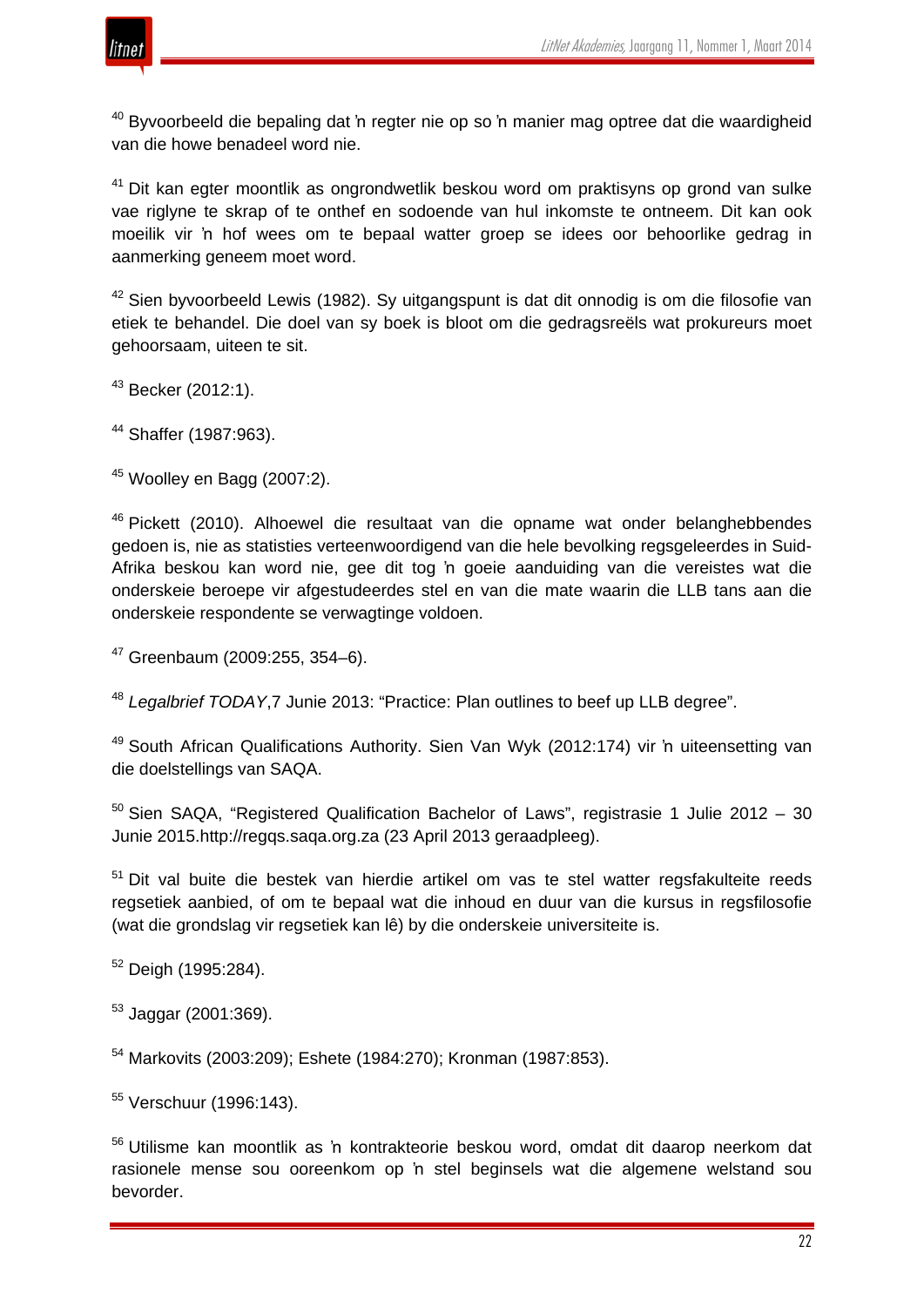[40] Byvoorbeeld die bepaling dat ŉ regter nie op so ŉ manier mag optree dat die waardigheid van die howe benadeel word nie.

[41] Dit kan egter moontlik as ongrondwetlik beskou word om praktisyns op grond van sulke vae riglyne te skrap of te onthef en sodoende van hul inkomste te ontneem. Dit kan ook moeilik vir ŉ hof wees om te bepaal watter groep se idees oor behoorlike gedrag in aanmerking geneem moet word.

[42] Sien byvoorbeeld Lewis (1982). Sy uitgangspunt is dat dit onnodig is om die filosofie van etiek te behandel. Die doel van sy boek is bloot om die gedragsreëls wat prokureurs moet gehoorsaam, uiteen te sit.

[43] Becker (2012:1).

[44] Shaffer (1987:963).

[45] Woolley en Bagg (2007:2).

[46] Pickett (2010). Alhoewel die resultaat van die opname wat onder belanghebbendes gedoen is, nie as statisties verteenwoordigend van die hele bevolking regsgeleerdes in Suid-Afrika beskou kan word nie, gee dit tog ŉ goeie aanduiding van die vereistes wat die onderskeie beroepe vir afgestudeerdes stel en van die mate waarin die LLB tans aan die onderskeie respondente se verwagtinge voldoen.

[47] Greenbaum (2009:255, 354–6).

[48] *Legalbrief TODAY*,7 Junie 2013: “Practice: Plan outlines to beef up LLB degree”.

[49] South African Qualifications Authority. Sien Van Wyk (2012:174) vir ŉ uiteensetting van die doelstellings van SAQA.

[50] Sien SAQA, “Registered Qualification Bachelor of Laws”, registrasie 1 Julie 2012 – 30 Junie 2015.http://regqs.saqa.org.za (23 April 2013 geraadpleeg).

[51] Dit val buite die bestek van hierdie artikel om vas te stel watter regsfakulteite reeds regsetiek aanbied, of om te bepaal wat die inhoud en duur van die kursus in regsfilosofie (wat die grondslag vir regsetiek kan lê) by die onderskeie universiteite is.

[52] Deigh (1995:284).

[53] Jaggar (2001:369).

[54] Markovits (2003:209); Eshete (1984:270); Kronman (1987:853).

[55] Verschuur (1996:143).

[56] Utilisme kan moontlik as ŉ kontrakteorie beskou word, omdat dit daarop neerkom dat rasionele mense sou ooreenkom op ŉ stel beginsels wat die algemene welstand sou bevorder.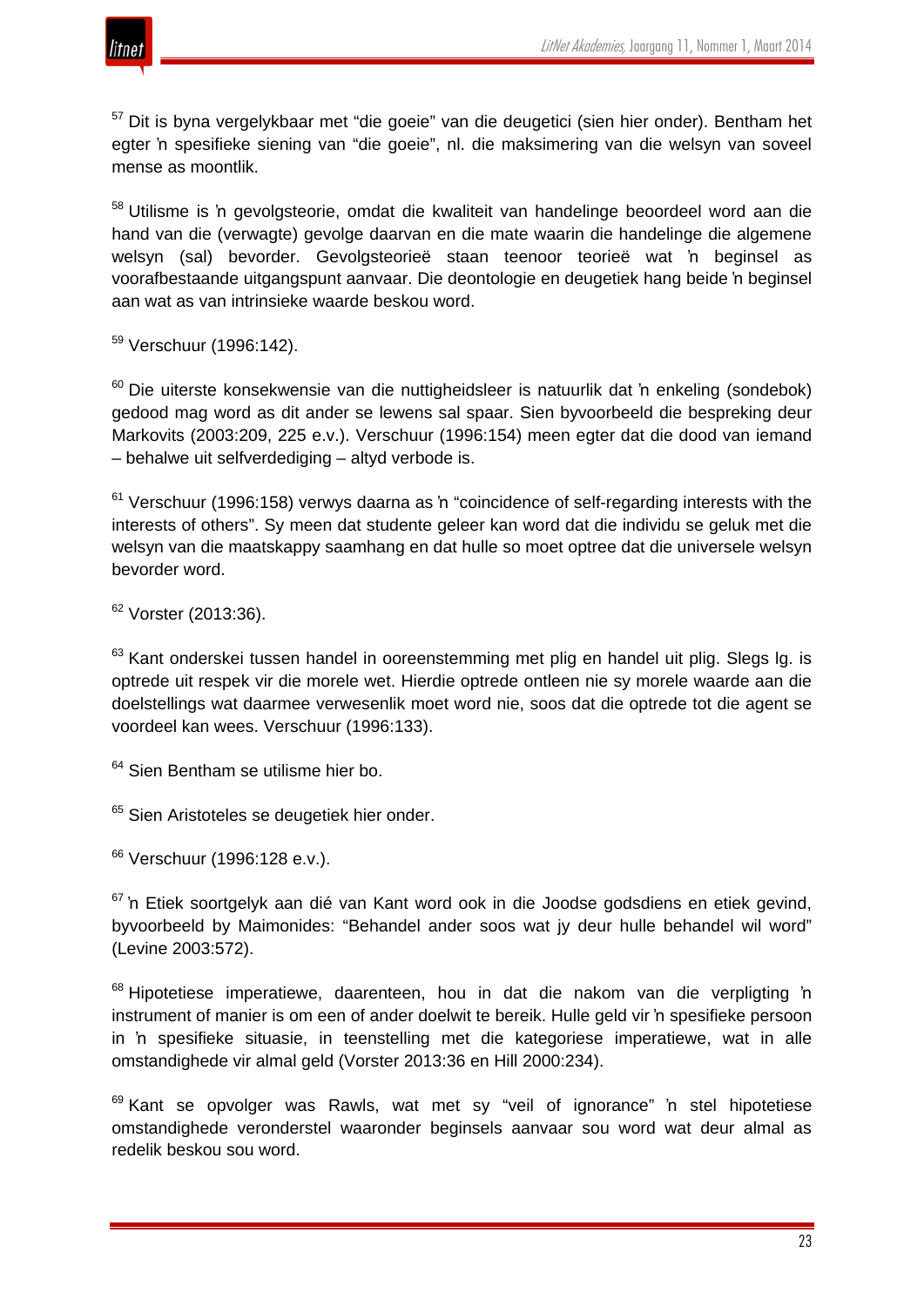[57] Dit is byna vergelykbaar met "die goeie" van die deugetici (sien hier onder). Bentham het egter 'n spesifieke siening van "die goeie", nl. die maksimering van die welsyn van soveel mense as moontlik.

[58] Utilisme is 'n gevolgsteorie, omdat die kwaliteit van handelinge beoordeel word aan die hand van die (verwagte) gevolge daarvan en die mate waarin die handelinge die algemene welsyn (sal) bevorder. Gevolgsteorieë staan teenoor teorieë wat 'n beginsel as voorafbestaande uitgangspunt aanvaar. Die deontologie en deugetiek hang beide 'n beginsel aan wat as van intrinsieke waarde beskou word.

[59] Verschuur (1996:142).

[60] Die uiterste konsekwensie van die nuttigheidsleer is natuurlik dat 'n enkeling (sondebok) gedood mag word as dit ander se lewens sal spaar. Sien byvoorbeeld die bespreking deur Markovits (2003:209, 225 e.v.). Verschuur (1996:154) meen egter dat die dood van iemand – behalwe uit selfverdediging – altyd verbode is.

[61] Verschuur (1996:158) verwys daarna as 'n "coincidence of self-regarding interests with the interests of others". Sy meen dat studente geleer kan word dat die individu se geluk met die welsyn van die maatskappy saamhang en dat hulle so moet optree dat die universele welsyn bevorder word.

[62] Vorster (2013:36).

[63] Kant onderskei tussen handel in ooreenstemming met plig en handel uit plig. Slegs lg. is optrede uit respek vir die morele wet. Hierdie optrede ontleen nie sy morele waarde aan die doelstellings wat daarmee verwesenlik moet word nie, soos dat die optrede tot die agent se voordeel kan wees. Verschuur (1996:133).

[64] Sien Bentham se utilisme hier bo.

[65] Sien Aristoteles se deugetiek hier onder.

[66] Verschuur (1996:128 e.v.).

[67] 'n Etiek soortgelyk aan dié van Kant word ook in die Joodse godsdiens en etiek gevind, byvoorbeeld by Maimonides: "Behandel ander soos wat jy deur hulle behandel wil word" (Levine 2003:572).

[68] Hipotetiese imperatiewe, daarenteen, hou in dat die nakom van die verpligting 'n instrument of manier is om een of ander doelwit te bereik. Hulle geld vir 'n spesifieke persoon in 'n spesifieke situasie, in teenstelling met die kategoriese imperatiewe, wat in alle omstandighede vir almal geld (Vorster 2013:36 en Hill 2000:234).

[69] Kant se opvolger was Rawls, wat met sy "veil of ignorance" 'n stel hipotetiese omstandighede veronderstel waaronder beginsels aanvaar sou word wat deur almal as redelik beskou sou word.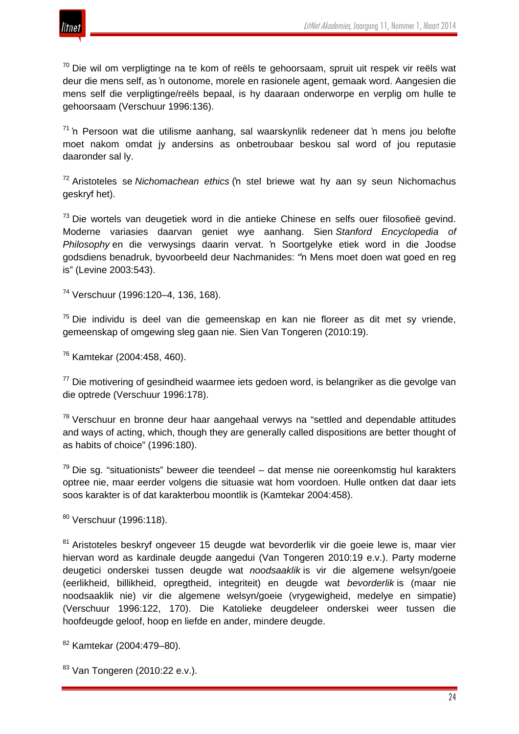[70] Die wil om verpligtinge na te kom of reëls te gehoorsaam, spruit uit respek vir reëls wat deur die mens self, as 'n outonome, morele en rasionele agent, gemaak word. Aangesien die mens self die verpligtinge/reëls bepaal, is hy daaraan onderworpe en verplig om hulle te gehoorsaam (Verschuur 1996:136).

[71] 'n Persoon wat die utilisme aanhang, sal waarskynlik redeneer dat 'n mens jou belofte moet nakom omdat jy andersins as onbetroubaar beskou sal word of jou reputasie daaronder sal ly.

[72] Aristoteles se *Nichomachean ethics* ('n stel briewe wat hy aan sy seun Nichomachus geskryf het).

[73] Die wortels van deugetiek word in die antieke Chinese en selfs ouer filosofieë gevind. Moderne variasies daarvan geniet wye aanhang. Sien *Stanford Encyclopedia of Philosophy* en die verwysings daarin vervat. 'n Soortgelyke etiek word in die Joodse godsdiens benadruk, byvoorbeeld deur Nachmanides: "'n Mens moet doen wat goed en reg is" (Levine 2003:543).

[74] Verschuur (1996:120–4, 136, 168).

[75] Die individu is deel van die gemeenskap en kan nie floreer as dit met sy vriende, gemeenskap of omgewing sleg gaan nie. Sien Van Tongeren (2010:19).

[76] Kamtekar (2004:458, 460).

[77] Die motivering of gesindheid waarmee iets gedoen word, is belangriker as die gevolge van die optrede (Verschuur 1996:178).

[78] Verschuur en bronne deur haar aangehaal verwys na "settled and dependable attitudes and ways of acting, which, though they are generally called dispositions are better thought of as habits of choice" (1996:180).

[79] Die sg. "situationists" beweer die teendeel – dat mense nie ooreenkomstig hul karakters optree nie, maar eerder volgens die situasie wat hom voordoen. Hulle ontken dat daar iets soos karakter is of dat karakterbou moontlik is (Kamtekar 2004:458).

[80] Verschuur (1996:118).

[81] Aristoteles beskryf ongeveer 15 deugde wat bevorderlik vir die goeie lewe is, maar vier hiervan word as kardinale deugde aangedui (Van Tongeren 2010:19 e.v.). Party moderne deugetici onderskei tussen deugde wat *noodsaaklik* is vir die algemene welsyn/goeie (eerlikheid, billikheid, opregtheid, integriteit) en deugde wat *bevorderlik* is (maar nie noodsaaklik nie) vir die algemene welsyn/goeie (vrygewigheid, medelye en simpatie) (Verschuur 1996:122, 170). Die Katolieke deugdeleer onderskei weer tussen die hoofdeugde geloof, hoop en liefde en ander, mindere deugde.

[82] Kamtekar (2004:479–80).

[83] Van Tongeren (2010:22 e.v.).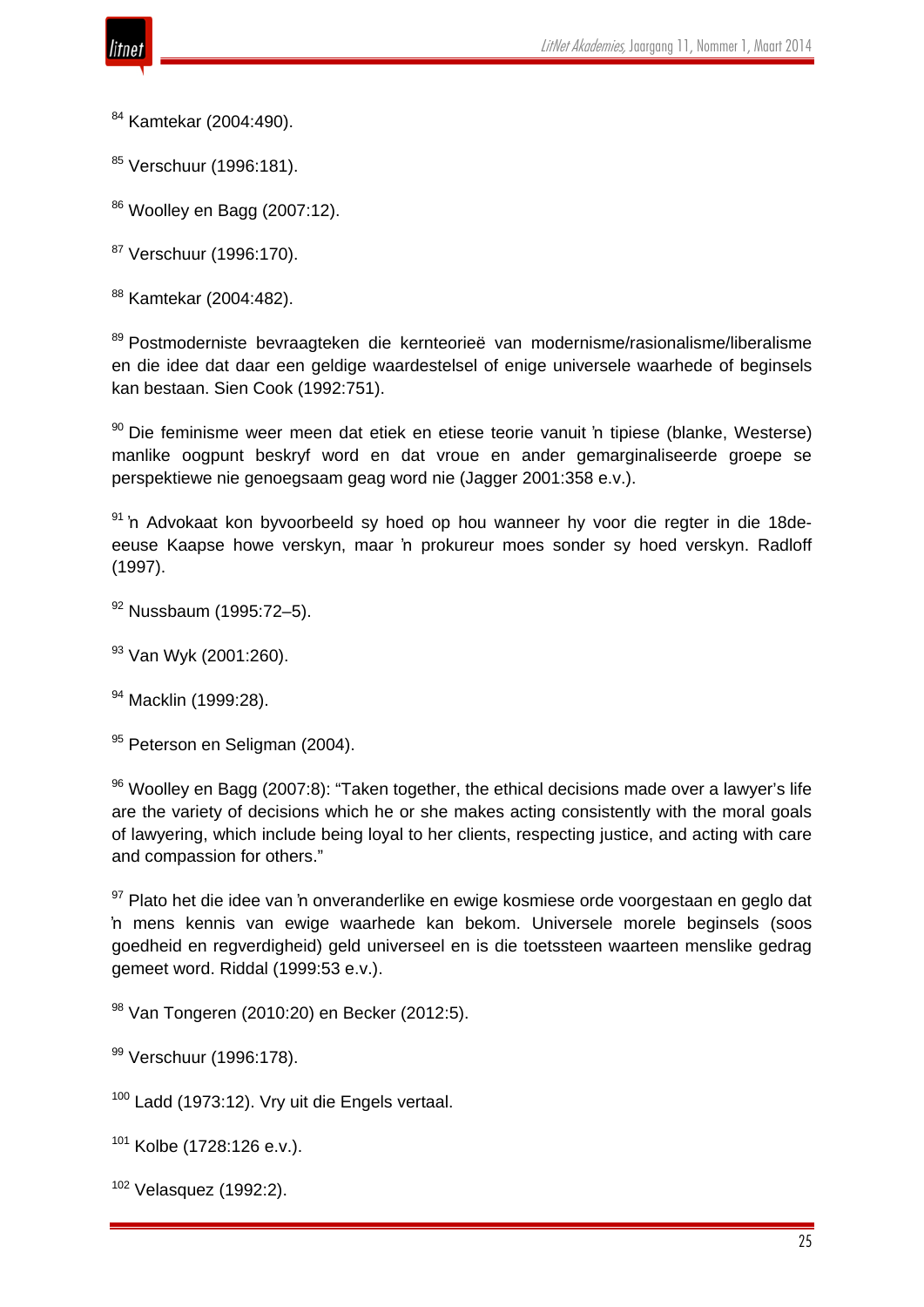[84] Kamtekar (2004:490).

[85] Verschuur (1996:181).

[86] Woolley en Bagg (2007:12).

[87] Verschuur (1996:170).

[88] Kamtekar (2004:482).

[89] Postmoderniste bevraagteken die kernteorieë van modernisme/rasionalisme/liberalisme en die idee dat daar een geldige waardestelsel of enige universele waarhede of beginsels kan bestaan. Sien Cook (1992:751).

[90] Die feminisme weer meen dat etiek en etiese teorie vanuit 'n tipiese (blanke, Westerse) manlike oogpunt beskryf word en dat vroue en ander gemarginaliseerde groepe se perspektiewe nie genoegsaam geag word nie (Jagger 2001:358 e.v.).

[91] 'n Advokaat kon byvoorbeeld sy hoed op hou wanneer hy voor die regter in die 18de-eeuse Kaapse howe verskyn, maar 'n prokureur moes sonder sy hoed verskyn. Radloff (1997).

[92] Nussbaum (1995:72–5).

[93] Van Wyk (2001:260).

[94] Macklin (1999:28).

[95] Peterson en Seligman (2004).

[96] Woolley en Bagg (2007:8): "Taken together, the ethical decisions made over a lawyer's life are the variety of decisions which he or she makes acting consistently with the moral goals of lawyering, which include being loyal to her clients, respecting justice, and acting with care and compassion for others."

[97] Plato het die idee van 'n onveranderlike en ewige kosmiese orde voorgestaan en geglo dat 'n mens kennis van ewige waarhede kan bekom. Universele morele beginsels (soos goedheid en regverdigheid) geld universeel en is die toetssteen waarteen menslike gedrag gemeet word. Riddal (1999:53 e.v.).

[98] Van Tongeren (2010:20) en Becker (2012:5).

[99] Verschuur (1996:178).

[100] Ladd (1973:12). Vry uit die Engels vertaal.

[101] Kolbe (1728:126 e.v.).

[102] Velasquez (1992:2).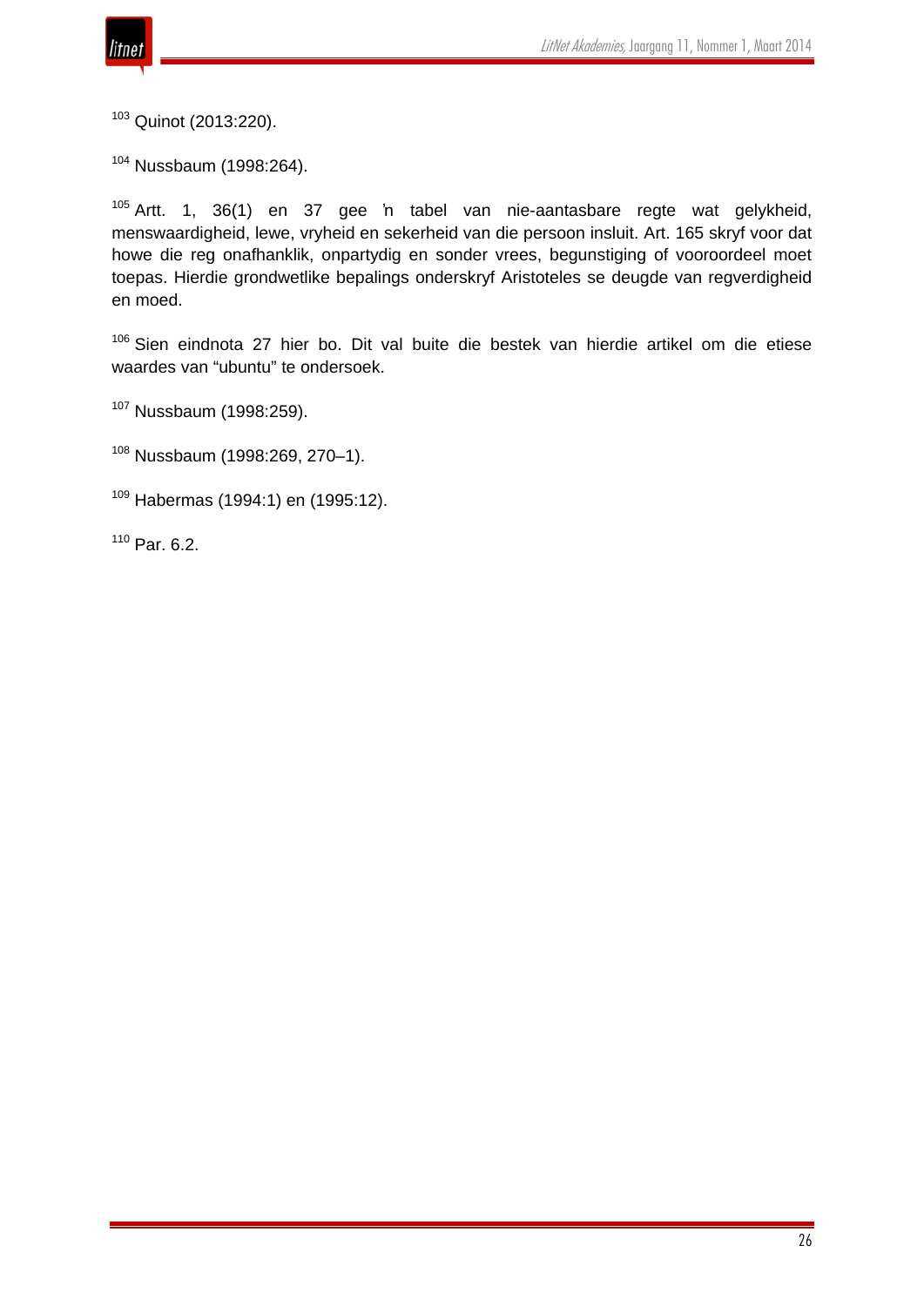[103] Quinot (2013:220).

[104] Nussbaum (1998:264).

[105] Artt. 1, 36(1) en 37 gee ŉ tabel van nie-aantasbare regte wat gelykheid, menswaardigheid, lewe, vryheid en sekerheid van die persoon insluit. Art. 165 skryf voor dat howe die reg onafhanklik, onpartydig en sonder vrees, begunstiging of vooroordeel moet toepas. Hierdie grondwetlike bepalings onderskryf Aristoteles se deugde van regverdigheid en moed.

[106] Sien eindnota 27 hier bo. Dit val buite die bestek van hierdie artikel om die etiese waardes van "ubuntu" te ondersoek.

[107] Nussbaum (1998:259).

[108] Nussbaum (1998:269, 270–1).

[109] Habermas (1994:1) en (1995:12).

[110] Par. 6.2.